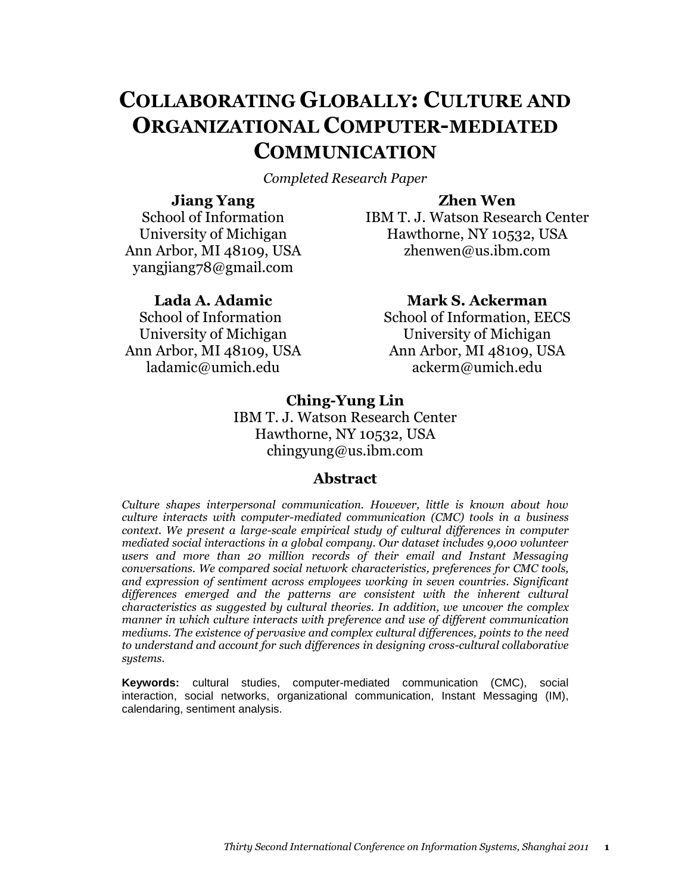# COLLABORATING GLOBALLY: CULTURE AND ORGANIZATIONAL COMPUTER-MEDIATED COMMUNICATION

*Completed Research Paper*

**Jiang Yang**
School of Information
University of Michigan
Ann Arbor, MI 48109, USA
yangjiang78@gmail.com

**Zhen Wen**
IBM T. J. Watson Research Center
Hawthorne, NY 10532, USA
zhenwen@us.ibm.com

**Lada A. Adamic**
School of Information
University of Michigan
Ann Arbor, MI 48109, USA
ladamic@umich.edu

**Mark S. Ackerman**
School of Information, EECS
University of Michigan
Ann Arbor, MI 48109, USA
ackerm@umich.edu

**Ching-Yung Lin**
IBM T. J. Watson Research Center
Hawthorne, NY 10532, USA
chingyung@us.ibm.com

## Abstract

*Culture shapes interpersonal communication. However, little is known about how culture interacts with computer-mediated communication (CMC) tools in a business context. We present a large-scale empirical study of cultural differences in computer mediated social interactions in a global company. Our dataset includes 9,000 volunteer users and more than 20 million records of their email and Instant Messaging conversations. We compared social network characteristics, preferences for CMC tools, and expression of sentiment across employees working in seven countries. Significant differences emerged and the patterns are consistent with the inherent cultural characteristics as suggested by cultural theories. In addition, we uncover the complex manner in which culture interacts with preference and use of different communication mediums. The existence of pervasive and complex cultural differences, points to the need to understand and account for such differences in designing cross-cultural collaborative systems.*

**Keywords:** cultural studies, computer-mediated communication (CMC), social interaction, social networks, organizational communication, Instant Messaging (IM), calendaring, sentiment analysis.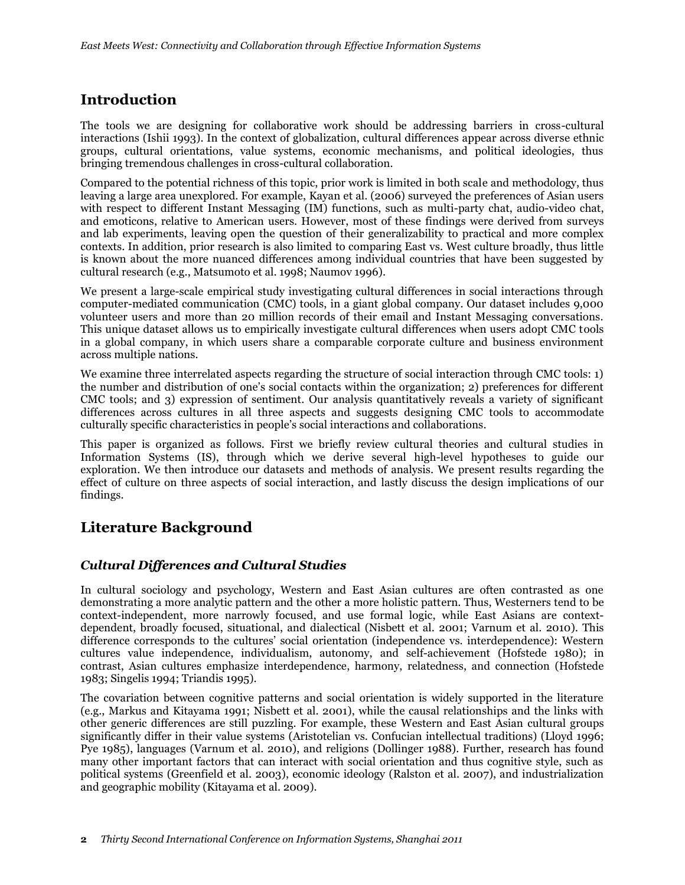## Introduction

The tools we are designing for collaborative work should be addressing barriers in cross-cultural interactions (Ishii 1993). In the context of globalization, cultural differences appear across diverse ethnic groups, cultural orientations, value systems, economic mechanisms, and political ideologies, thus bringing tremendous challenges in cross-cultural collaboration.

Compared to the potential richness of this topic, prior work is limited in both scale and methodology, thus leaving a large area unexplored. For example, Kayan et al. (2006) surveyed the preferences of Asian users with respect to different Instant Messaging (IM) functions, such as multi-party chat, audio-video chat, and emoticons, relative to American users. However, most of these findings were derived from surveys and lab experiments, leaving open the question of their generalizability to practical and more complex contexts. In addition, prior research is also limited to comparing East vs. West culture broadly, thus little is known about the more nuanced differences among individual countries that have been suggested by cultural research (e.g., Matsumoto et al. 1998; Naumov 1996).

We present a large-scale empirical study investigating cultural differences in social interactions through computer-mediated communication (CMC) tools, in a giant global company. Our dataset includes 9,000 volunteer users and more than 20 million records of their email and Instant Messaging conversations. This unique dataset allows us to empirically investigate cultural differences when users adopt CMC tools in a global company, in which users share a comparable corporate culture and business environment across multiple nations.

We examine three interrelated aspects regarding the structure of social interaction through CMC tools: 1) the number and distribution of one's social contacts within the organization; 2) preferences for different CMC tools; and 3) expression of sentiment. Our analysis quantitatively reveals a variety of significant differences across cultures in all three aspects and suggests designing CMC tools to accommodate culturally specific characteristics in people's social interactions and collaborations.

This paper is organized as follows. First we briefly review cultural theories and cultural studies in Information Systems (IS), through which we derive several high-level hypotheses to guide our exploration. We then introduce our datasets and methods of analysis. We present results regarding the effect of culture on three aspects of social interaction, and lastly discuss the design implications of our findings.

## Literature Background

### *Cultural Differences and Cultural Studies*

In cultural sociology and psychology, Western and East Asian cultures are often contrasted as one demonstrating a more analytic pattern and the other a more holistic pattern. Thus, Westerners tend to be context-independent, more narrowly focused, and use formal logic, while East Asians are context-dependent, broadly focused, situational, and dialectical (Nisbett et al. 2001; Varnum et al. 2010). This difference corresponds to the cultures' social orientation (independence vs. interdependence): Western cultures value independence, individualism, autonomy, and self-achievement (Hofstede 1980); in contrast, Asian cultures emphasize interdependence, harmony, relatedness, and connection (Hofstede 1983; Singelis 1994; Triandis 1995).

The covariation between cognitive patterns and social orientation is widely supported in the literature (e.g., Markus and Kitayama 1991; Nisbett et al. 2001), while the causal relationships and the links with other generic differences are still puzzling. For example, these Western and East Asian cultural groups significantly differ in their value systems (Aristotelian vs. Confucian intellectual traditions) (Lloyd 1996; Pye 1985), languages (Varnum et al. 2010), and religions (Dollinger 1988). Further, research has found many other important factors that can interact with social orientation and thus cognitive style, such as political systems (Greenfield et al. 2003), economic ideology (Ralston et al. 2007), and industrialization and geographic mobility (Kitayama et al. 2009).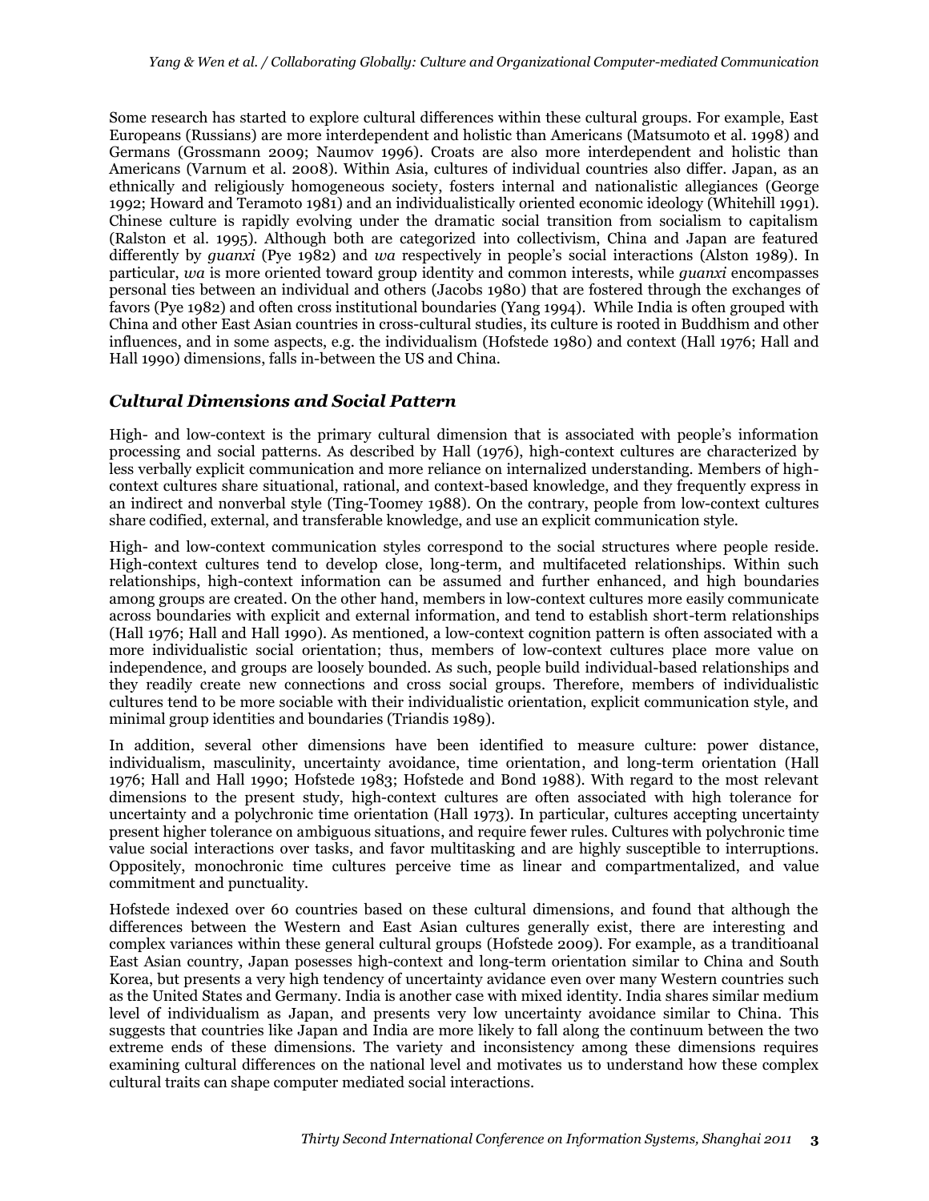Some research has started to explore cultural differences within these cultural groups. For example, East Europeans (Russians) are more interdependent and holistic than Americans (Matsumoto et al. 1998) and Germans (Grossmann 2009; Naumov 1996). Croats are also more interdependent and holistic than Americans (Varnum et al. 2008). Within Asia, cultures of individual countries also differ. Japan, as an ethnically and religiously homogeneous society, fosters internal and nationalistic allegiances (George 1992; Howard and Teramoto 1981) and an individualistically oriented economic ideology (Whitehill 1991). Chinese culture is rapidly evolving under the dramatic social transition from socialism to capitalism (Ralston et al. 1995). Although both are categorized into collectivism, China and Japan are featured differently by *guanxi* (Pye 1982) and *wa* respectively in people's social interactions (Alston 1989). In particular, *wa* is more oriented toward group identity and common interests, while *guanxi* encompasses personal ties between an individual and others (Jacobs 1980) that are fostered through the exchanges of favors (Pye 1982) and often cross institutional boundaries (Yang 1994). While India is often grouped with China and other East Asian countries in cross-cultural studies, its culture is rooted in Buddhism and other influences, and in some aspects, e.g. the individualism (Hofstede 1980) and context (Hall 1976; Hall and Hall 1990) dimensions, falls in-between the US and China.

## *Cultural Dimensions and Social Pattern*

High- and low-context is the primary cultural dimension that is associated with people's information processing and social patterns. As described by Hall (1976), high-context cultures are characterized by less verbally explicit communication and more reliance on internalized understanding. Members of high-context cultures share situational, rational, and context-based knowledge, and they frequently express in an indirect and nonverbal style (Ting-Toomey 1988). On the contrary, people from low-context cultures share codified, external, and transferable knowledge, and use an explicit communication style.

High- and low-context communication styles correspond to the social structures where people reside. High-context cultures tend to develop close, long-term, and multifaceted relationships. Within such relationships, high-context information can be assumed and further enhanced, and high boundaries among groups are created. On the other hand, members in low-context cultures more easily communicate across boundaries with explicit and external information, and tend to establish short-term relationships (Hall 1976; Hall and Hall 1990). As mentioned, a low-context cognition pattern is often associated with a more individualistic social orientation; thus, members of low-context cultures place more value on independence, and groups are loosely bounded. As such, people build individual-based relationships and they readily create new connections and cross social groups. Therefore, members of individualistic cultures tend to be more sociable with their individualistic orientation, explicit communication style, and minimal group identities and boundaries (Triandis 1989).

In addition, several other dimensions have been identified to measure culture: power distance, individualism, masculinity, uncertainty avoidance, time orientation, and long-term orientation (Hall 1976; Hall and Hall 1990; Hofstede 1983; Hofstede and Bond 1988). With regard to the most relevant dimensions to the present study, high-context cultures are often associated with high tolerance for uncertainty and a polychronic time orientation (Hall 1973). In particular, cultures accepting uncertainty present higher tolerance on ambiguous situations, and require fewer rules. Cultures with polychronic time value social interactions over tasks, and favor multitasking and are highly susceptible to interruptions. Oppositely, monochronic time cultures perceive time as linear and compartmentalized, and value commitment and punctuality.

Hofstede indexed over 60 countries based on these cultural dimensions, and found that although the differences between the Western and East Asian cultures generally exist, there are interesting and complex variances within these general cultural groups (Hofstede 2009). For example, as a tranditioanal East Asian country, Japan posesses high-context and long-term orientation similar to China and South Korea, but presents a very high tendency of uncertainty avidance even over many Western countries such as the United States and Germany. India is another case with mixed identity. India shares similar medium level of individualism as Japan, and presents very low uncertainty avoidance similar to China. This suggests that countries like Japan and India are more likely to fall along the continuum between the two extreme ends of these dimensions. The variety and inconsistency among these dimensions requires examining cultural differences on the national level and motivates us to understand how these complex cultural traits can shape computer mediated social interactions.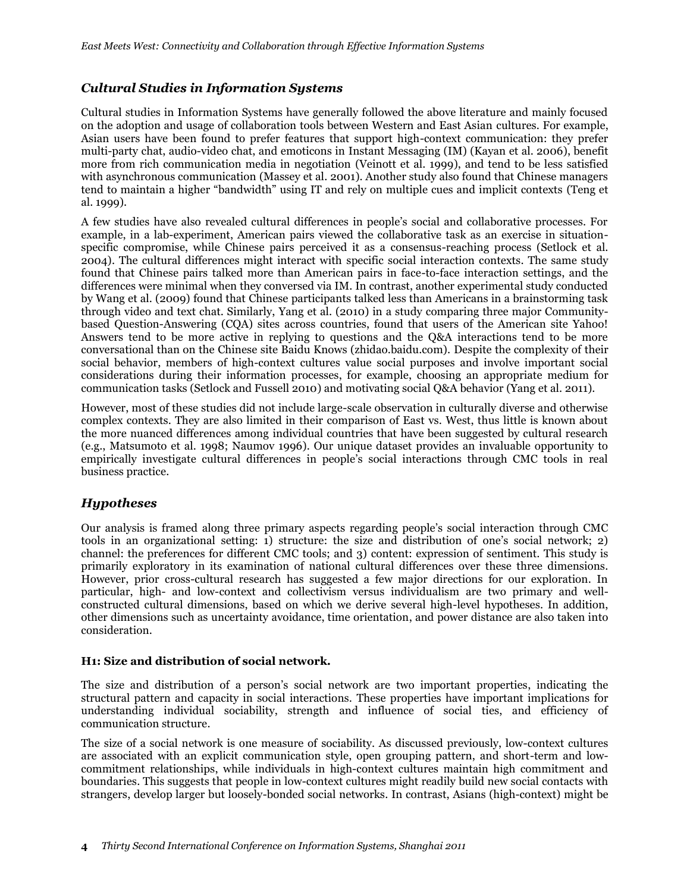## *Cultural Studies in Information Systems*

Cultural studies in Information Systems have generally followed the above literature and mainly focused on the adoption and usage of collaboration tools between Western and East Asian cultures. For example, Asian users have been found to prefer features that support high-context communication: they prefer multi-party chat, audio-video chat, and emoticons in Instant Messaging (IM) (Kayan et al. 2006), benefit more from rich communication media in negotiation (Veinott et al. 1999), and tend to be less satisfied with asynchronous communication (Massey et al. 2001). Another study also found that Chinese managers tend to maintain a higher "bandwidth" using IT and rely on multiple cues and implicit contexts (Teng et al. 1999).

A few studies have also revealed cultural differences in people's social and collaborative processes. For example, in a lab-experiment, American pairs viewed the collaborative task as an exercise in situation-specific compromise, while Chinese pairs perceived it as a consensus-reaching process (Setlock et al. 2004). The cultural differences might interact with specific social interaction contexts. The same study found that Chinese pairs talked more than American pairs in face-to-face interaction settings, and the differences were minimal when they conversed via IM. In contrast, another experimental study conducted by Wang et al. (2009) found that Chinese participants talked less than Americans in a brainstorming task through video and text chat. Similarly, Yang et al. (2010) in a study comparing three major Community-based Question-Answering (CQA) sites across countries, found that users of the American site Yahoo! Answers tend to be more active in replying to questions and the Q&A interactions tend to be more conversational than on the Chinese site Baidu Knows (zhidao.baidu.com). Despite the complexity of their social behavior, members of high-context cultures value social purposes and involve important social considerations during their information processes, for example, choosing an appropriate medium for communication tasks (Setlock and Fussell 2010) and motivating social Q&A behavior (Yang et al. 2011).

However, most of these studies did not include large-scale observation in culturally diverse and otherwise complex contexts. They are also limited in their comparison of East vs. West, thus little is known about the more nuanced differences among individual countries that have been suggested by cultural research (e.g., Matsumoto et al. 1998; Naumov 1996). Our unique dataset provides an invaluable opportunity to empirically investigate cultural differences in people's social interactions through CMC tools in real business practice.

## *Hypotheses*

Our analysis is framed along three primary aspects regarding people's social interaction through CMC tools in an organizational setting: 1) structure: the size and distribution of one's social network; 2) channel: the preferences for different CMC tools; and 3) content: expression of sentiment. This study is primarily exploratory in its examination of national cultural differences over these three dimensions. However, prior cross-cultural research has suggested a few major directions for our exploration. In particular, high- and low-context and collectivism versus individualism are two primary and well-constructed cultural dimensions, based on which we derive several high-level hypotheses. In addition, other dimensions such as uncertainty avoidance, time orientation, and power distance are also taken into consideration.

#### **H1: Size and distribution of social network.**

The size and distribution of a person's social network are two important properties, indicating the structural pattern and capacity in social interactions. These properties have important implications for understanding individual sociability, strength and influence of social ties, and efficiency of communication structure.

The size of a social network is one measure of sociability. As discussed previously, low-context cultures are associated with an explicit communication style, open grouping pattern, and short-term and low-commitment relationships, while individuals in high-context cultures maintain high commitment and boundaries. This suggests that people in low-context cultures might readily build new social contacts with strangers, develop larger but loosely-bonded social networks. In contrast, Asians (high-context) might be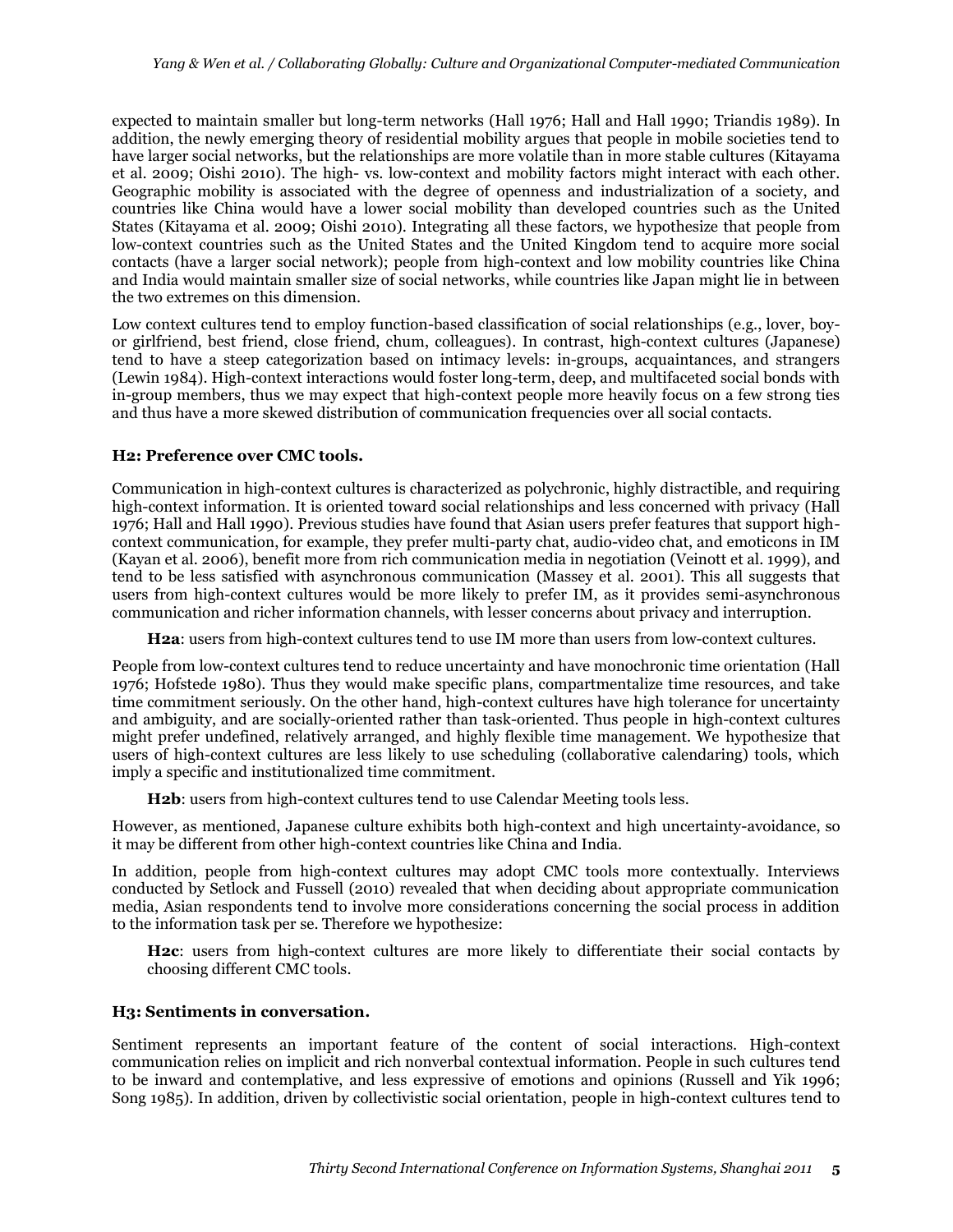expected to maintain smaller but long-term networks (Hall 1976; Hall and Hall 1990; Triandis 1989). In addition, the newly emerging theory of residential mobility argues that people in mobile societies tend to have larger social networks, but the relationships are more volatile than in more stable cultures (Kitayama et al. 2009; Oishi 2010). The high- vs. low-context and mobility factors might interact with each other. Geographic mobility is associated with the degree of openness and industrialization of a society, and countries like China would have a lower social mobility than developed countries such as the United States (Kitayama et al. 2009; Oishi 2010). Integrating all these factors, we hypothesize that people from low-context countries such as the United States and the United Kingdom tend to acquire more social contacts (have a larger social network); people from high-context and low mobility countries like China and India would maintain smaller size of social networks, while countries like Japan might lie in between the two extremes on this dimension.

Low context cultures tend to employ function-based classification of social relationships (e.g., lover, boy- or girlfriend, best friend, close friend, chum, colleagues). In contrast, high-context cultures (Japanese) tend to have a steep categorization based on intimacy levels: in-groups, acquaintances, and strangers (Lewin 1984). High-context interactions would foster long-term, deep, and multifaceted social bonds with in-group members, thus we may expect that high-context people more heavily focus on a few strong ties and thus have a more skewed distribution of communication frequencies over all social contacts.

### H2: Preference over CMC tools.

Communication in high-context cultures is characterized as polychronic, highly distractible, and requiring high-context information. It is oriented toward social relationships and less concerned with privacy (Hall 1976; Hall and Hall 1990). Previous studies have found that Asian users prefer features that support high-context communication, for example, they prefer multi-party chat, audio-video chat, and emoticons in IM (Kayan et al. 2006), benefit more from rich communication media in negotiation (Veinott et al. 1999), and tend to be less satisfied with asynchronous communication (Massey et al. 2001). This all suggests that users from high-context cultures would be more likely to prefer IM, as it provides semi-asynchronous communication and richer information channels, with lesser concerns about privacy and interruption.

> **H2a**: users from high-context cultures tend to use IM more than users from low-context cultures.

People from low-context cultures tend to reduce uncertainty and have monochronic time orientation (Hall 1976; Hofstede 1980). Thus they would make specific plans, compartmentalize time resources, and take time commitment seriously. On the other hand, high-context cultures have high tolerance for uncertainty and ambiguity, and are socially-oriented rather than task-oriented. Thus people in high-context cultures might prefer undefined, relatively arranged, and highly flexible time management. We hypothesize that users of high-context cultures are less likely to use scheduling (collaborative calendaring) tools, which imply a specific and institutionalized time commitment.

> **H2b**: users from high-context cultures tend to use Calendar Meeting tools less.

However, as mentioned, Japanese culture exhibits both high-context and high uncertainty-avoidance, so it may be different from other high-context countries like China and India.

In addition, people from high-context cultures may adopt CMC tools more contextually. Interviews conducted by Setlock and Fussell (2010) revealed that when deciding about appropriate communication media, Asian respondents tend to involve more considerations concerning the social process in addition to the information task per se. Therefore we hypothesize:

> **H2c**: users from high-context cultures are more likely to differentiate their social contacts by choosing different CMC tools.

### H3: Sentiments in conversation.

Sentiment represents an important feature of the content of social interactions. High-context communication relies on implicit and rich nonverbal contextual information. People in such cultures tend to be inward and contemplative, and less expressive of emotions and opinions (Russell and Yik 1996; Song 1985). In addition, driven by collectivistic social orientation, people in high-context cultures tend to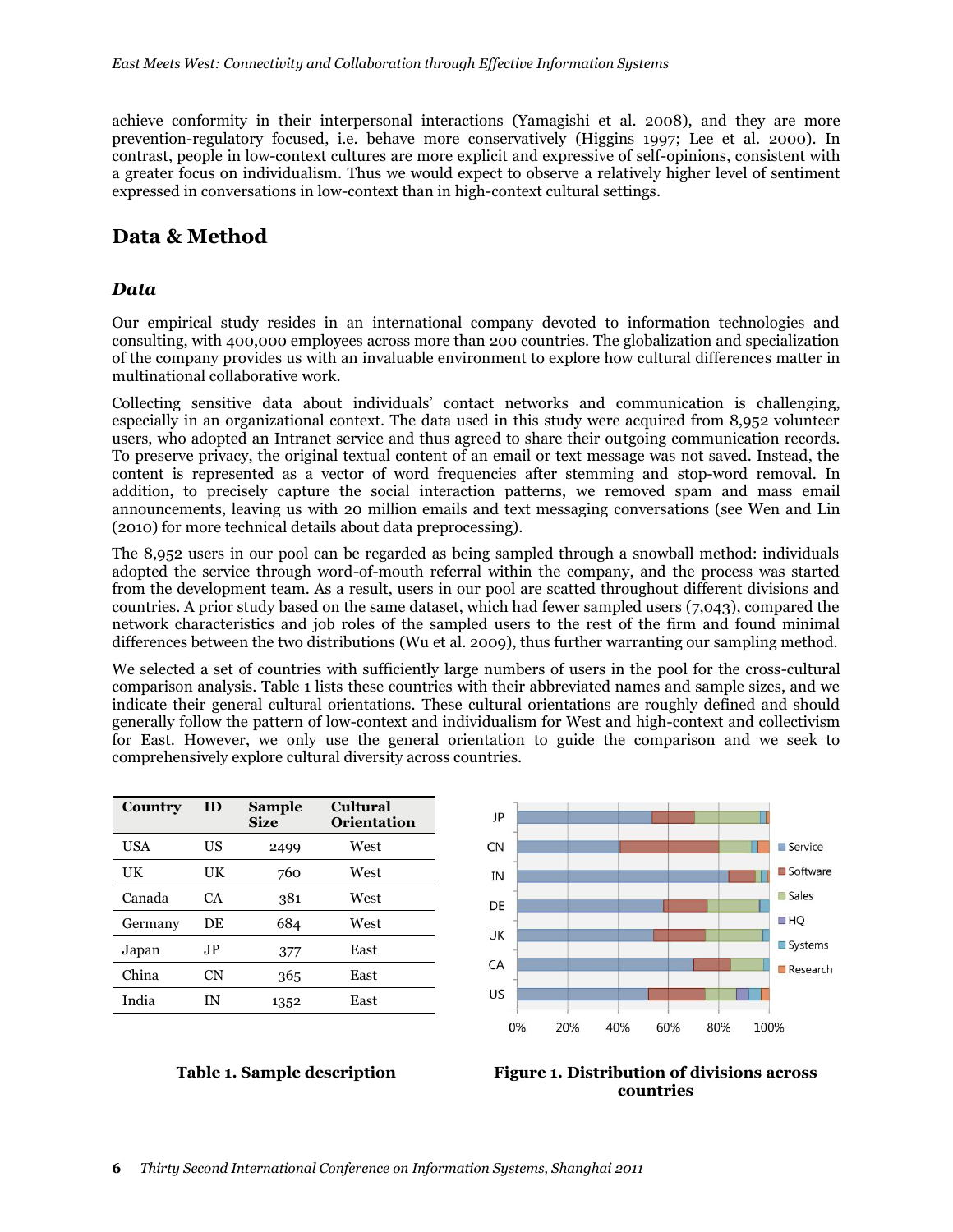achieve conformity in their interpersonal interactions (Yamagishi et al. 2008), and they are more prevention-regulatory focused, i.e. behave more conservatively (Higgins 1997; Lee et al. 2000). In contrast, people in low-context cultures are more explicit and expressive of self-opinions, consistent with a greater focus on individualism. Thus we would expect to observe a relatively higher level of sentiment expressed in conversations in low-context than in high-context cultural settings.

## Data & Method

### *Data*

Our empirical study resides in an international company devoted to information technologies and consulting, with 400,000 employees across more than 200 countries. The globalization and specialization of the company provides us with an invaluable environment to explore how cultural differences matter in multinational collaborative work.

Collecting sensitive data about individuals' contact networks and communication is challenging, especially in an organizational context. The data used in this study were acquired from 8,952 volunteer users, who adopted an Intranet service and thus agreed to share their outgoing communication records. To preserve privacy, the original textual content of an email or text message was not saved. Instead, the content is represented as a vector of word frequencies after stemming and stop-word removal. In addition, to precisely capture the social interaction patterns, we removed spam and mass email announcements, leaving us with 20 million emails and text messaging conversations (see Wen and Lin (2010) for more technical details about data preprocessing).

The 8,952 users in our pool can be regarded as being sampled through a snowball method: individuals adopted the service through word-of-mouth referral within the company, and the process was started from the development team. As a result, users in our pool are scatted throughout different divisions and countries. A prior study based on the same dataset, which had fewer sampled users (7,043), compared the network characteristics and job roles of the sampled users to the rest of the firm and found minimal differences between the two distributions (Wu et al. 2009), thus further warranting our sampling method.

We selected a set of countries with sufficiently large numbers of users in the pool for the cross-cultural comparison analysis. Table 1 lists these countries with their abbreviated names and sample sizes, and we indicate their general cultural orientations. These cultural orientations are roughly defined and should generally follow the pattern of low-context and individualism for West and high-context and collectivism for East. However, we only use the general orientation to guide the comparison and we seek to comprehensively explore cultural diversity across countries.

| Country | ID | Sample Size | Cultural Orientation |
|---|---|---|---|
| USA | US | 2499 | West |
| UK | UK | 760 | West |
| Canada | CA | 381 | West |
| Germany | DE | 684 | West |
| Japan | JP | 377 | East |
| China | CN | 365 | East |
| India | IN | 1352 | East |

**Table 1. Sample description**

**Figure 1. Distribution of divisions across countries**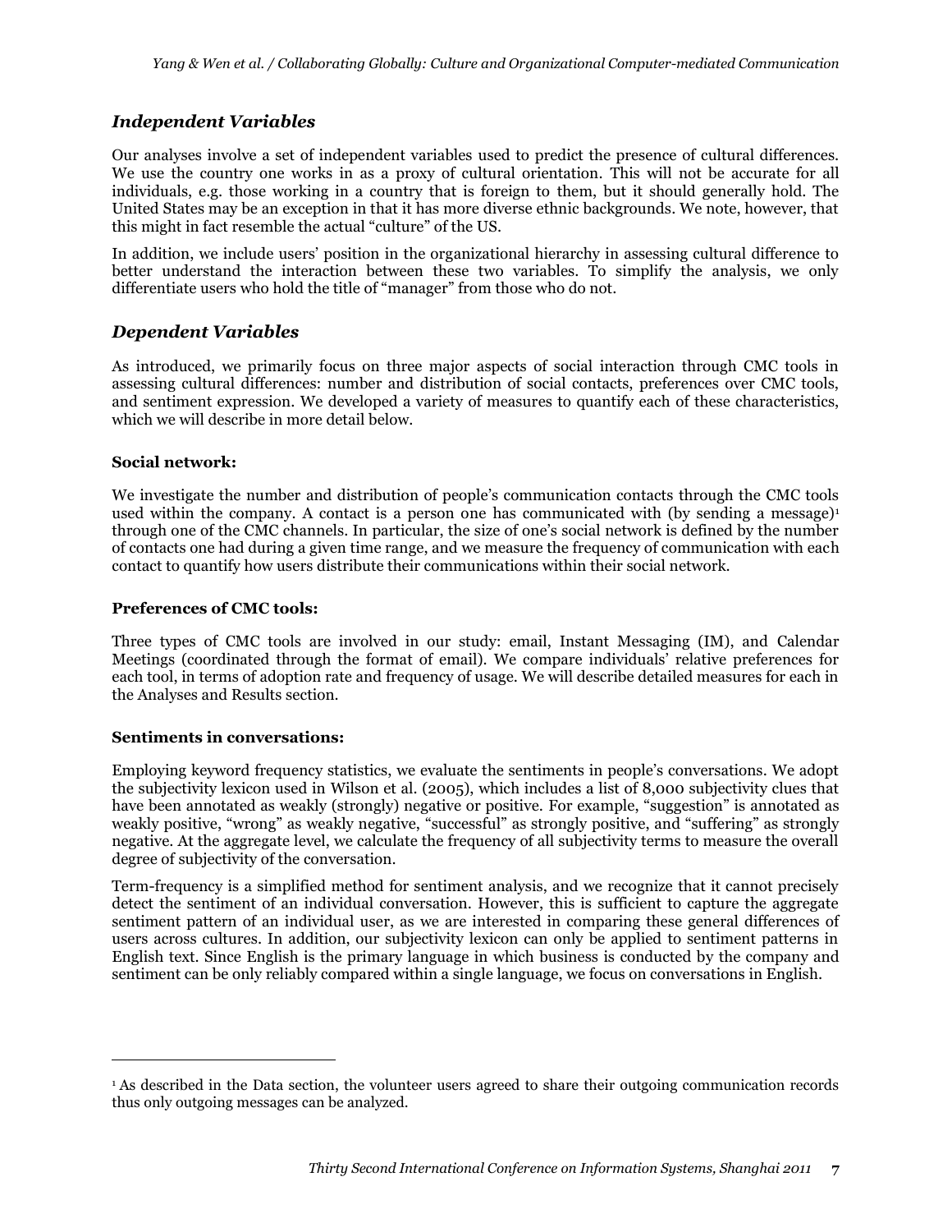## *Independent Variables*

Our analyses involve a set of independent variables used to predict the presence of cultural differences. We use the country one works in as a proxy of cultural orientation. This will not be accurate for all individuals, e.g. those working in a country that is foreign to them, but it should generally hold. The United States may be an exception in that it has more diverse ethnic backgrounds. We note, however, that this might in fact resemble the actual "culture" of the US.

In addition, we include users' position in the organizational hierarchy in assessing cultural difference to better understand the interaction between these two variables. To simplify the analysis, we only differentiate users who hold the title of "manager" from those who do not.

## *Dependent Variables*

As introduced, we primarily focus on three major aspects of social interaction through CMC tools in assessing cultural differences: number and distribution of social contacts, preferences over CMC tools, and sentiment expression. We developed a variety of measures to quantify each of these characteristics, which we will describe in more detail below.

**Social network:**

We investigate the number and distribution of people's communication contacts through the CMC tools used within the company. A contact is a person one has communicated with (by sending a message)[1] through one of the CMC channels. In particular, the size of one's social network is defined by the number of contacts one had during a given time range, and we measure the frequency of communication with each contact to quantify how users distribute their communications within their social network.

**Preferences of CMC tools:**

Three types of CMC tools are involved in our study: email, Instant Messaging (IM), and Calendar Meetings (coordinated through the format of email). We compare individuals' relative preferences for each tool, in terms of adoption rate and frequency of usage. We will describe detailed measures for each in the Analyses and Results section.

**Sentiments in conversations:**

Employing keyword frequency statistics, we evaluate the sentiments in people's conversations. We adopt the subjectivity lexicon used in Wilson et al. (2005), which includes a list of 8,000 subjectivity clues that have been annotated as weakly (strongly) negative or positive. For example, "suggestion" is annotated as weakly positive, "wrong" as weakly negative, "successful" as strongly positive, and "suffering" as strongly negative. At the aggregate level, we calculate the frequency of all subjectivity terms to measure the overall degree of subjectivity of the conversation.

Term-frequency is a simplified method for sentiment analysis, and we recognize that it cannot precisely detect the sentiment of an individual conversation. However, this is sufficient to capture the aggregate sentiment pattern of an individual user, as we are interested in comparing these general differences of users across cultures. In addition, our subjectivity lexicon can only be applied to sentiment patterns in English text. Since English is the primary language in which business is conducted by the company and sentiment can be only reliably compared within a single language, we focus on conversations in English.

---

[1] As described in the Data section, the volunteer users agreed to share their outgoing communication records thus only outgoing messages can be analyzed.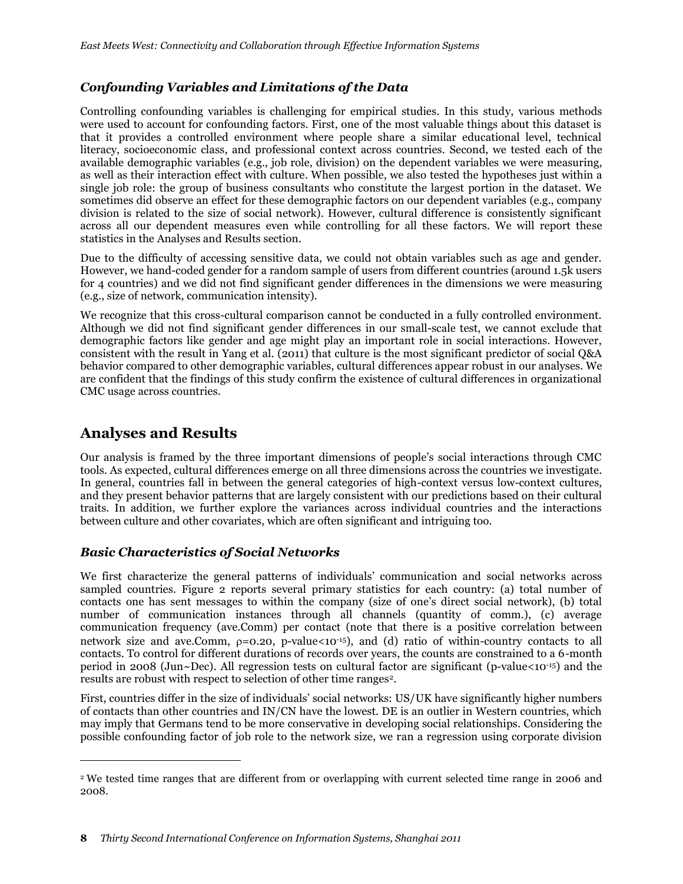### *Confounding Variables and Limitations of the Data*

Controlling confounding variables is challenging for empirical studies. In this study, various methods were used to account for confounding factors. First, one of the most valuable things about this dataset is that it provides a controlled environment where people share a similar educational level, technical literacy, socioeconomic class, and professional context across countries. Second, we tested each of the available demographic variables (e.g., job role, division) on the dependent variables we were measuring, as well as their interaction effect with culture. When possible, we also tested the hypotheses just within a single job role: the group of business consultants who constitute the largest portion in the dataset. We sometimes did observe an effect for these demographic factors on our dependent variables (e.g., company division is related to the size of social network). However, cultural difference is consistently significant across all our dependent measures even while controlling for all these factors. We will report these statistics in the Analyses and Results section.

Due to the difficulty of accessing sensitive data, we could not obtain variables such as age and gender. However, we hand-coded gender for a random sample of users from different countries (around 1.5k users for 4 countries) and we did not find significant gender differences in the dimensions we were measuring (e.g., size of network, communication intensity).

We recognize that this cross-cultural comparison cannot be conducted in a fully controlled environment. Although we did not find significant gender differences in our small-scale test, we cannot exclude that demographic factors like gender and age might play an important role in social interactions. However, consistent with the result in Yang et al. (2011) that culture is the most significant predictor of social Q&A behavior compared to other demographic variables, cultural differences appear robust in our analyses. We are confident that the findings of this study confirm the existence of cultural differences in organizational CMC usage across countries.

## Analyses and Results

Our analysis is framed by the three important dimensions of people's social interactions through CMC tools. As expected, cultural differences emerge on all three dimensions across the countries we investigate. In general, countries fall in between the general categories of high-context versus low-context cultures, and they present behavior patterns that are largely consistent with our predictions based on their cultural traits. In addition, we further explore the variances across individual countries and the interactions between culture and other covariates, which are often significant and intriguing too.

### *Basic Characteristics of Social Networks*

We first characterize the general patterns of individuals' communication and social networks across sampled countries. Figure 2 reports several primary statistics for each country: (a) total number of contacts one has sent messages to within the company (size of one's direct social network), (b) total number of communication instances through all channels (quantity of comm.), (c) average communication frequency (ave.Comm) per contact (note that there is a positive correlation between network size and ave.Comm, $\rho=0.20$, p-value$<10^{-15}$), and (d) ratio of within-country contacts to all contacts. To control for different durations of records over years, the counts are constrained to a 6-month period in 2008 (Jun~Dec). All regression tests on cultural factor are significant (p-value$<10^{-15}$) and the results are robust with respect to selection of other time ranges[2].

First, countries differ in the size of individuals' social networks: US/UK have significantly higher numbers of contacts than other countries and IN/CN have the lowest. DE is an outlier in Western countries, which may imply that Germans tend to be more conservative in developing social relationships. Considering the possible confounding factor of job role to the network size, we ran a regression using corporate division

[2] We tested time ranges that are different from or overlapping with current selected time range in 2006 and 2008.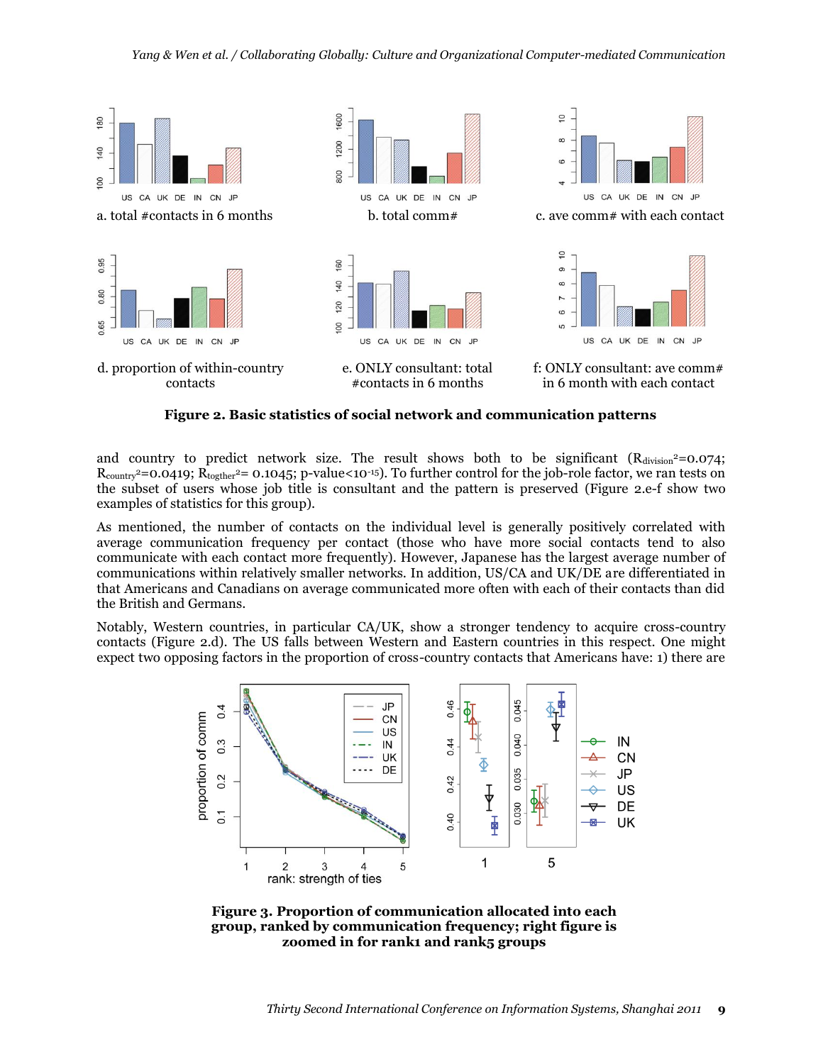a. total #contacts in 6 months

b. total comm#

c. ave comm# with each contact

d. proportion of within-country contacts

e. ONLY consultant: total #contacts in 6 months

f: ONLY consultant: ave comm# in 6 month with each contact

**Figure 2. Basic statistics of social network and communication patterns**

and country to predict network size. The result shows both to be significant ($R_{division}^2$=0.074; $R_{country}^2$=0.0419; $R_{togther}^2$= 0.1045; p-value<$10^{-15}$). To further control for the job-role factor, we ran tests on the subset of users whose job title is consultant and the pattern is preserved (Figure 2.e-f show two examples of statistics for this group).

As mentioned, the number of contacts on the individual level is generally positively correlated with average communication frequency per contact (those who have more social contacts tend to also communicate with each contact more frequently). However, Japanese has the largest average number of communications within relatively smaller networks. In addition, US/CA and UK/DE are differentiated in that Americans and Canadians on average communicated more often with each of their contacts than did the British and Germans.

Notably, Western countries, in particular CA/UK, show a stronger tendency to acquire cross-country contacts (Figure 2.d). The US falls between Western and Eastern countries in this respect. One might expect two opposing factors in the proportion of cross-country contacts that Americans have: 1) there are

**Figure 3. Proportion of communication allocated into each group, ranked by communication frequency; right figure is zoomed in for rank1 and rank5 groups**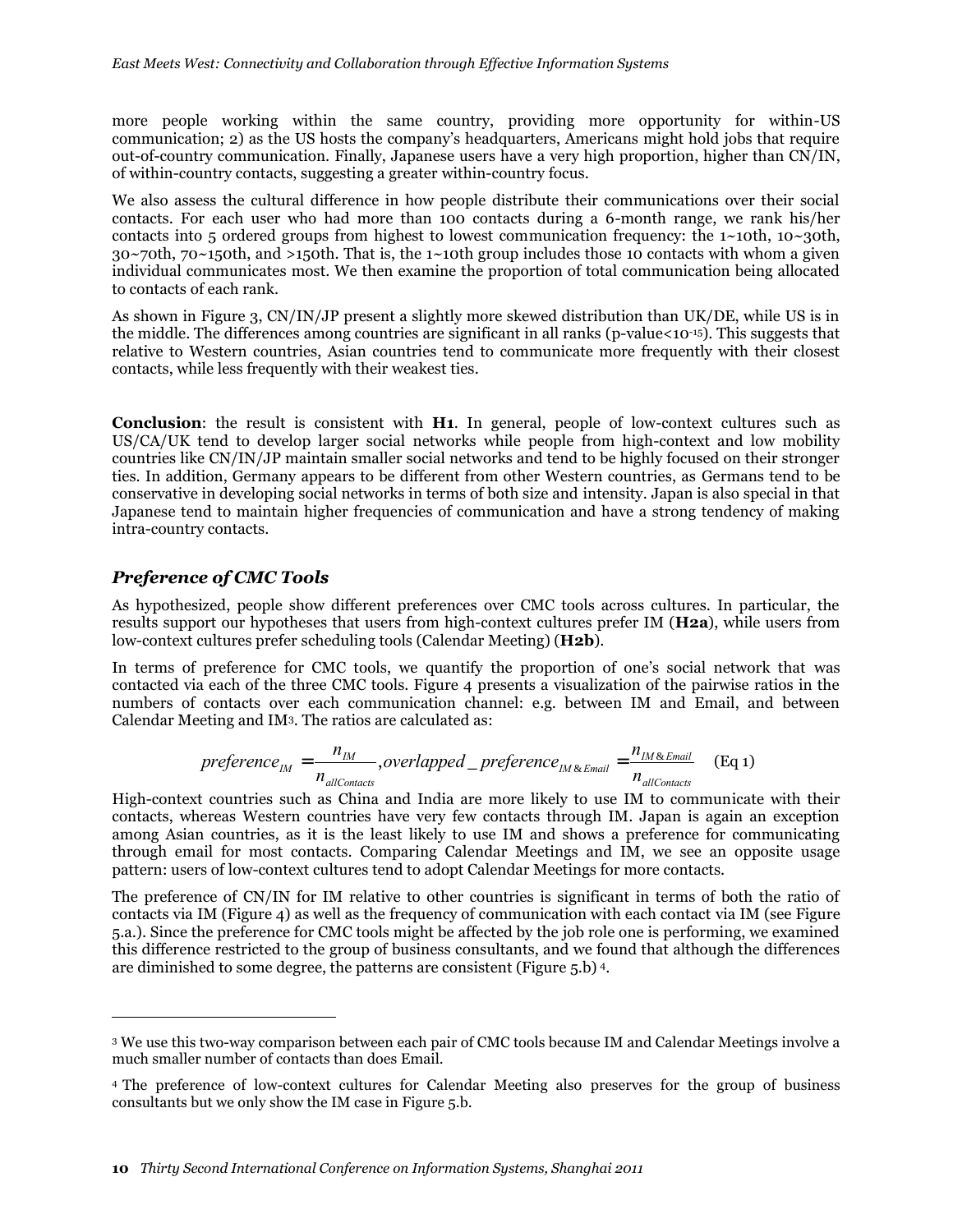more people working within the same country, providing more opportunity for within-US communication; 2) as the US hosts the company's headquarters, Americans might hold jobs that require out-of-country communication. Finally, Japanese users have a very high proportion, higher than CN/IN, of within-country contacts, suggesting a greater within-country focus.

We also assess the cultural difference in how people distribute their communications over their social contacts. For each user who had more than 100 contacts during a 6-month range, we rank his/her contacts into 5 ordered groups from highest to lowest communication frequency: the 1~10th, 10~30th, 30~70th, 70~150th, and >150th. That is, the 1~10th group includes those 10 contacts with whom a given individual communicates most. We then examine the proportion of total communication being allocated to contacts of each rank.

As shown in Figure 3, CN/IN/JP present a slightly more skewed distribution than UK/DE, while US is in the middle. The differences among countries are significant in all ranks (p-value<$10^{-15}$). This suggests that relative to Western countries, Asian countries tend to communicate more frequently with their closest contacts, while less frequently with their weakest ties.

**Conclusion**: the result is consistent with **H1**. In general, people of low-context cultures such as US/CA/UK tend to develop larger social networks while people from high-context and low mobility countries like CN/IN/JP maintain smaller social networks and tend to be highly focused on their stronger ties. In addition, Germany appears to be different from other Western countries, as Germans tend to be conservative in developing social networks in terms of both size and intensity. Japan is also special in that Japanese tend to maintain higher frequencies of communication and have a strong tendency of making intra-country contacts.

## *Preference of CMC Tools*

As hypothesized, people show different preferences over CMC tools across cultures. In particular, the results support our hypotheses that users from high-context cultures prefer IM (**H2a**), while users from low-context cultures prefer scheduling tools (Calendar Meeting) (**H2b**).

In terms of preference for CMC tools, we quantify the proportion of one's social network that was contacted via each of the three CMC tools. Figure 4 presents a visualization of the pairwise ratios in the numbers of contacts over each communication channel: e.g. between IM and Email, and between Calendar Meeting and IM[3]. The ratios are calculated as:

$$preference_{IM} = \frac{n_{IM}}{n_{allContacts}}, overlapped\_preference_{IM\,\&\,Email} = \frac{n_{IM\,\&\,Email}}{n_{allContacts}} \quad \text{(Eq 1)}$$

High-context countries such as China and India are more likely to use IM to communicate with their contacts, whereas Western countries have very few contacts through IM. Japan is again an exception among Asian countries, as it is the least likely to use IM and shows a preference for communicating through email for most contacts. Comparing Calendar Meetings and IM, we see an opposite usage pattern: users of low-context cultures tend to adopt Calendar Meetings for more contacts.

The preference of CN/IN for IM relative to other countries is significant in terms of both the ratio of contacts via IM (Figure 4) as well as the frequency of communication with each contact via IM (see Figure 5.a.). Since the preference for CMC tools might be affected by the job role one is performing, we examined this difference restricted to the group of business consultants, and we found that although the differences are diminished to some degree, the patterns are consistent (Figure 5.b) [4].

---

[3] We use this two-way comparison between each pair of CMC tools because IM and Calendar Meetings involve a much smaller number of contacts than does Email.

[4] The preference of low-context cultures for Calendar Meeting also preserves for the group of business consultants but we only show the IM case in Figure 5.b.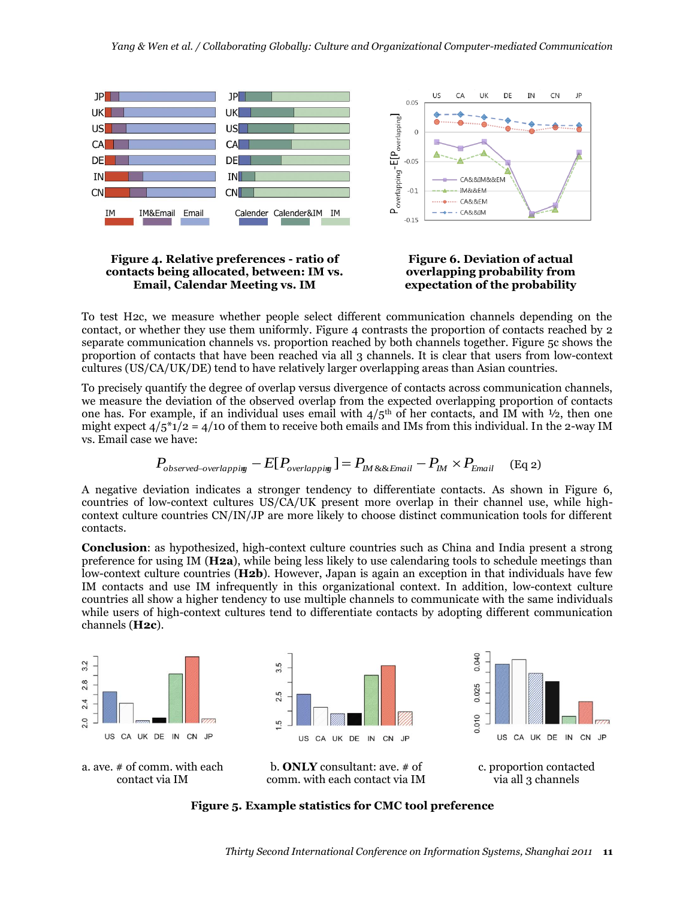Figure 4. Relative preferences - ratio of contacts being allocated, between: IM vs. Email, Calendar Meeting vs. IM

Figure 6. Deviation of actual overlapping probability from expectation of the probability

To test H2c, we measure whether people select different communication channels depending on the contact, or whether they use them uniformly. Figure 4 contrasts the proportion of contacts reached by 2 separate communication channels vs. proportion reached by both channels together. Figure 5c shows the proportion of contacts that have been reached via all 3 channels. It is clear that users from low-context cultures (US/CA/UK/DE) tend to have relatively larger overlapping areas than Asian countries.

To precisely quantify the degree of overlap versus divergence of contacts across communication channels, we measure the deviation of the observed overlap from the expected overlapping proportion of contacts one has. For example, if an individual uses email with $4/5^{th}$ of her contacts, and IM with ½, then one might expect $4/5*1/2 = 4/10$ of them to receive both emails and IMs from this individual. In the 2-way IM vs. Email case we have:

$$P_{observed-overlapping} - E[P_{overlapping}] = P_{IM\&\&Email} - P_{IM} \times P_{Email} \quad \text{(Eq 2)}$$

A negative deviation indicates a stronger tendency to differentiate contacts. As shown in Figure 6, countries of low-context cultures US/CA/UK present more overlap in their channel use, while high-context culture countries CN/IN/JP are more likely to choose distinct communication tools for different contacts.

**Conclusion**: as hypothesized, high-context culture countries such as China and India present a strong preference for using IM (**H2a**), while being less likely to use calendaring tools to schedule meetings than low-context culture countries (**H2b**). However, Japan is again an exception in that individuals have few IM contacts and use IM infrequently in this organizational context. In addition, low-context culture countries all show a higher tendency to use multiple channels to communicate with the same individuals while users of high-context cultures tend to differentiate contacts by adopting different communication channels (**H2c**).

a. ave. # of comm. with each contact via IM

b. **ONLY** consultant: ave. # of comm. with each contact via IM

c. proportion contacted via all 3 channels

**Figure 5. Example statistics for CMC tool preference**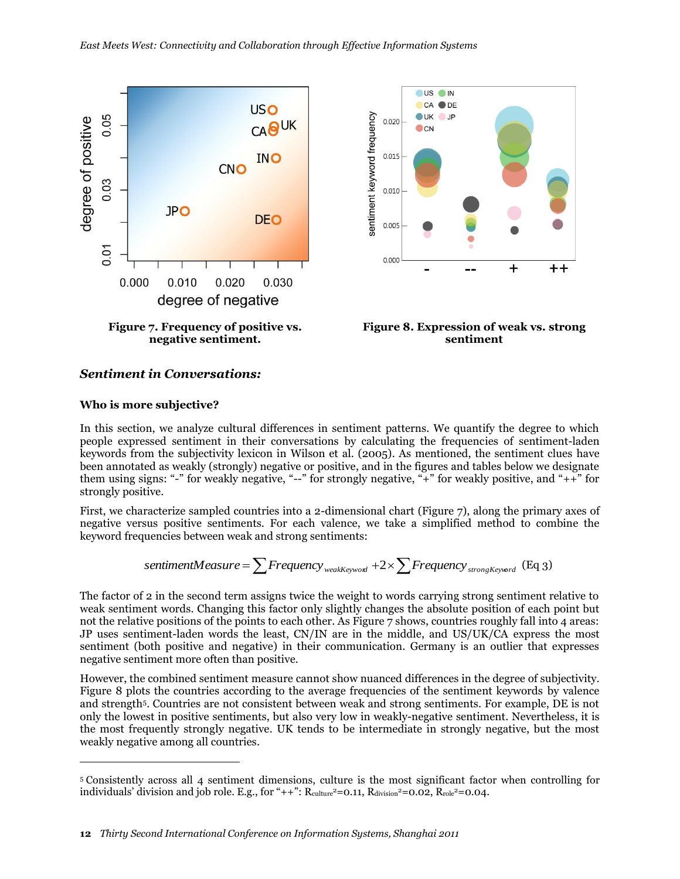Figure 7. Frequency of positive vs. negative sentiment.

Figure 8. Expression of weak vs. strong sentiment

### *Sentiment in Conversations:*

#### Who is more subjective?

In this section, we analyze cultural differences in sentiment patterns. We quantify the degree to which people expressed sentiment in their conversations by calculating the frequencies of sentiment-laden keywords from the subjectivity lexicon in Wilson et al. (2005). As mentioned, the sentiment clues have been annotated as weakly (strongly) negative or positive, and in the figures and tables below we designate them using signs: "-" for weakly negative, "--" for strongly negative, "+" for weakly positive, and "++" for strongly positive.

First, we characterize sampled countries into a 2-dimensional chart (Figure 7), along the primary axes of negative versus positive sentiments. For each valence, we take a simplified method to combine the keyword frequencies between weak and strong sentiments:

$$sentimentMeasure = \sum Frequency_{weakKeyword} + 2 \times \sum Frequency_{strongKeyword} \quad \text{(Eq 3)}$$

The factor of 2 in the second term assigns twice the weight to words carrying strong sentiment relative to weak sentiment words. Changing this factor only slightly changes the absolute position of each point but not the relative positions of the points to each other. As Figure 7 shows, countries roughly fall into 4 areas: JP uses sentiment-laden words the least, CN/IN are in the middle, and US/UK/CA express the most sentiment (both positive and negative) in their communication. Germany is an outlier that expresses negative sentiment more often than positive.

However, the combined sentiment measure cannot show nuanced differences in the degree of subjectivity. Figure 8 plots the countries according to the average frequencies of the sentiment keywords by valence and strength[5]. Countries are not consistent between weak and strong sentiments. For example, DE is not only the lowest in positive sentiments, but also very low in weakly-negative sentiment. Nevertheless, it is the most frequently strongly negative. UK tends to be intermediate in strongly negative, but the most weakly negative among all countries.

[5] Consistently across all 4 sentiment dimensions, culture is the most significant factor when controlling for individuals' division and job role. E.g., for "++": $R_{culture}^2=0.11$, $R_{division}^2=0.02$, $R_{role}^2=0.04$.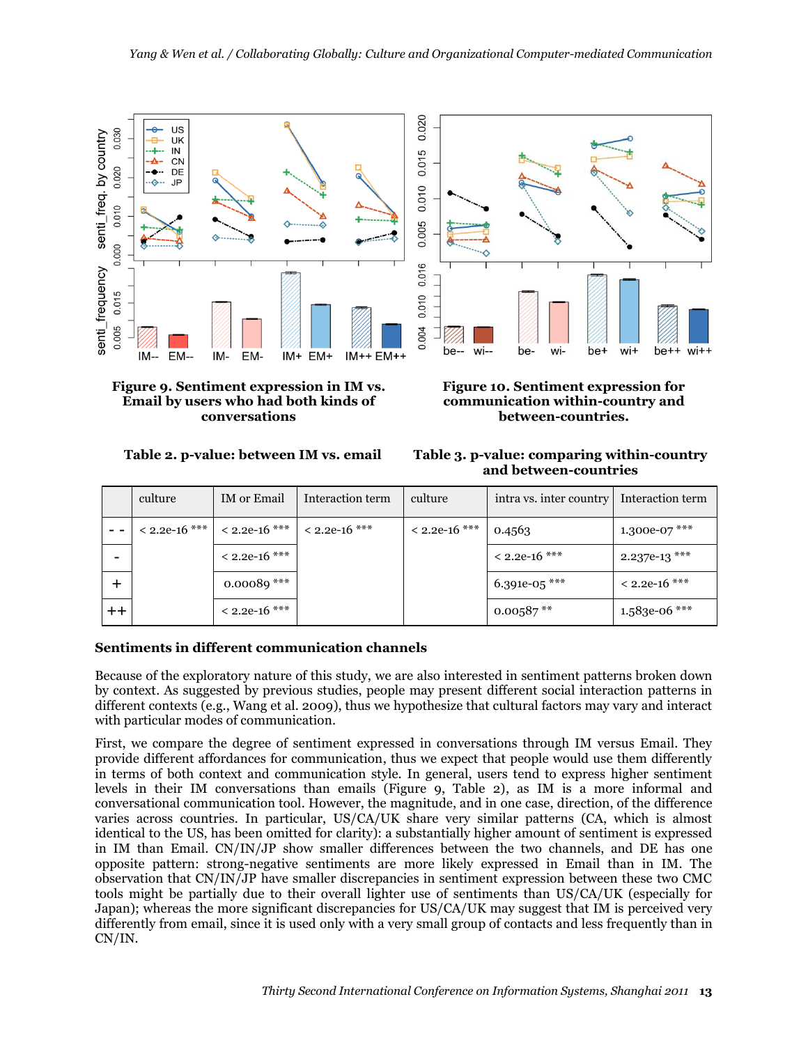**Figure 9. Sentiment expression in IM vs. Email by users who had both kinds of conversations**

**Figure 10. Sentiment expression for communication within-country and between-countries.**

**Table 2. p-value: between IM vs. email**

**Table 3. p-value: comparing within-country and between-countries**

| | culture | IM or Email | Interaction term | culture | intra vs. inter country | Interaction term |
|---|---|---|---|---|---|---|
| - - | < 2.2e-16 *** | < 2.2e-16 *** | < 2.2e-16 *** | < 2.2e-16 *** | 0.4563 | 1.300e-07 *** |
| - | | < 2.2e-16 *** | | | < 2.2e-16 *** | 2.237e-13 *** |
| + | | 0.00089 *** | | | 6.391e-05 *** | < 2.2e-16 *** |
| ++ | | < 2.2e-16 *** | | | 0.00587 ** | 1.583e-06 *** |

**Sentiments in different communication channels**

Because of the exploratory nature of this study, we are also interested in sentiment patterns broken down by context. As suggested by previous studies, people may present different social interaction patterns in different contexts (e.g., Wang et al. 2009), thus we hypothesize that cultural factors may vary and interact with particular modes of communication.

First, we compare the degree of sentiment expressed in conversations through IM versus Email. They provide different affordances for communication, thus we expect that people would use them differently in terms of both context and communication style. In general, users tend to express higher sentiment levels in their IM conversations than emails (Figure 9, Table 2), as IM is a more informal and conversational communication tool. However, the magnitude, and in one case, direction, of the difference varies across countries. In particular, US/CA/UK share very similar patterns (CA, which is almost identical to the US, has been omitted for clarity): a substantially higher amount of sentiment is expressed in IM than Email. CN/IN/JP show smaller differences between the two channels, and DE has one opposite pattern: strong-negative sentiments are more likely expressed in Email than in IM. The observation that CN/IN/JP have smaller discrepancies in sentiment expression between these two CMC tools might be partially due to their overall lighter use of sentiments than US/CA/UK (especially for Japan); whereas the more significant discrepancies for US/CA/UK may suggest that IM is perceived very differently from email, since it is used only with a very small group of contacts and less frequently than in CN/IN.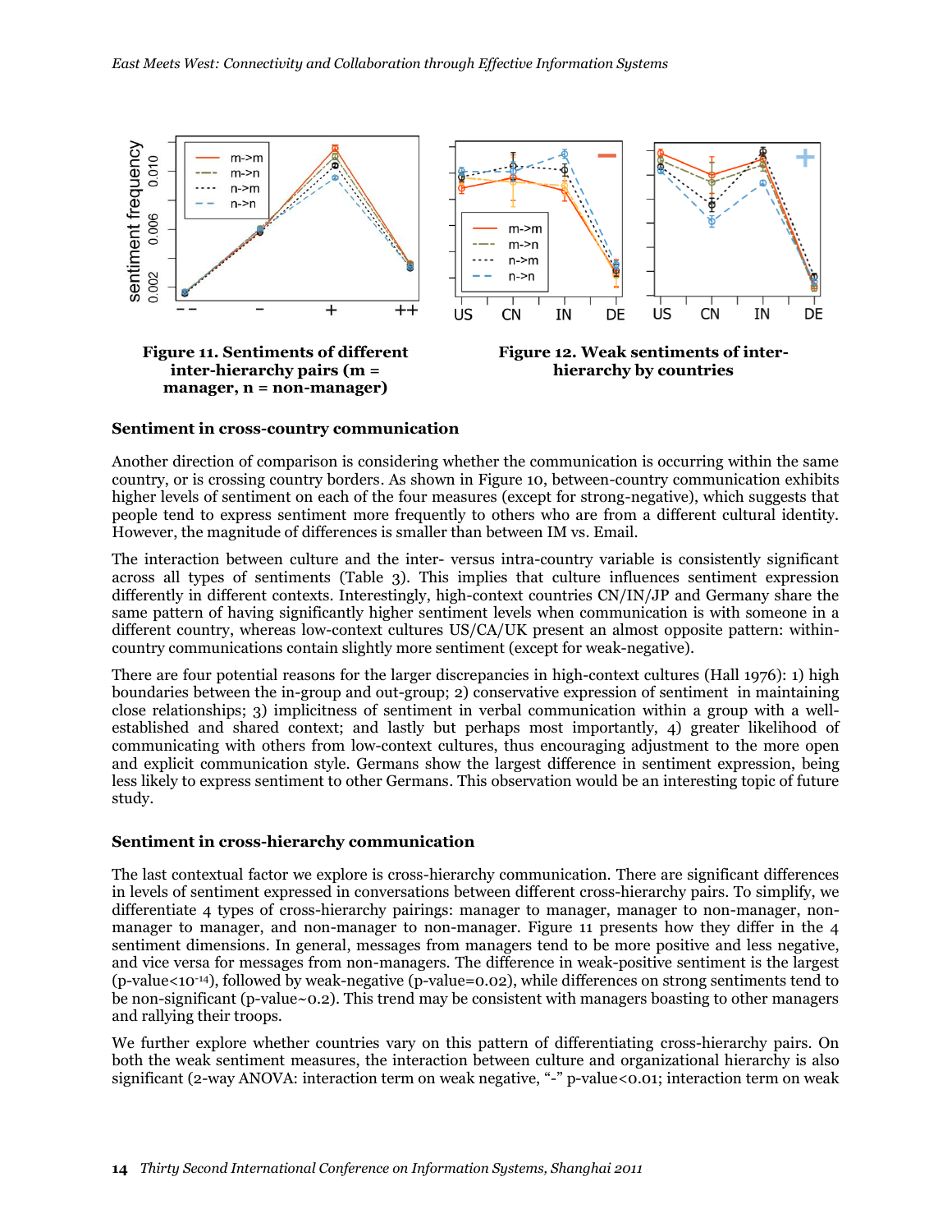**Figure 11. Sentiments of different inter-hierarchy pairs (m = manager, n = non-manager)**

**Figure 12. Weak sentiments of inter-hierarchy by countries**

**Sentiment in cross-country communication**

Another direction of comparison is considering whether the communication is occurring within the same country, or is crossing country borders. As shown in Figure 10, between-country communication exhibits higher levels of sentiment on each of the four measures (except for strong-negative), which suggests that people tend to express sentiment more frequently to others who are from a different cultural identity. However, the magnitude of differences is smaller than between IM vs. Email.

The interaction between culture and the inter- versus intra-country variable is consistently significant across all types of sentiments (Table 3). This implies that culture influences sentiment expression differently in different contexts. Interestingly, high-context countries CN/IN/JP and Germany share the same pattern of having significantly higher sentiment levels when communication is with someone in a different country, whereas low-context cultures US/CA/UK present an almost opposite pattern: within-country communications contain slightly more sentiment (except for weak-negative).

There are four potential reasons for the larger discrepancies in high-context cultures (Hall 1976): 1) high boundaries between the in-group and out-group; 2) conservative expression of sentiment in maintaining close relationships; 3) implicitness of sentiment in verbal communication within a group with a well-established and shared context; and lastly but perhaps most importantly, 4) greater likelihood of communicating with others from low-context cultures, thus encouraging adjustment to the more open and explicit communication style. Germans show the largest difference in sentiment expression, being less likely to express sentiment to other Germans. This observation would be an interesting topic of future study.

**Sentiment in cross-hierarchy communication**

The last contextual factor we explore is cross-hierarchy communication. There are significant differences in levels of sentiment expressed in conversations between different cross-hierarchy pairs. To simplify, we differentiate 4 types of cross-hierarchy pairings: manager to manager, manager to non-manager, non-manager to manager, and non-manager to non-manager. Figure 11 presents how they differ in the 4 sentiment dimensions. In general, messages from managers tend to be more positive and less negative, and vice versa for messages from non-managers. The difference in weak-positive sentiment is the largest (p-value$<10^{-14}$), followed by weak-negative (p-value=0.02), while differences on strong sentiments tend to be non-significant (p-value~0.2). This trend may be consistent with managers boasting to other managers and rallying their troops.

We further explore whether countries vary on this pattern of differentiating cross-hierarchy pairs. On both the weak sentiment measures, the interaction between culture and organizational hierarchy is also significant (2-way ANOVA: interaction term on weak negative, "-" p-value<0.01; interaction term on weak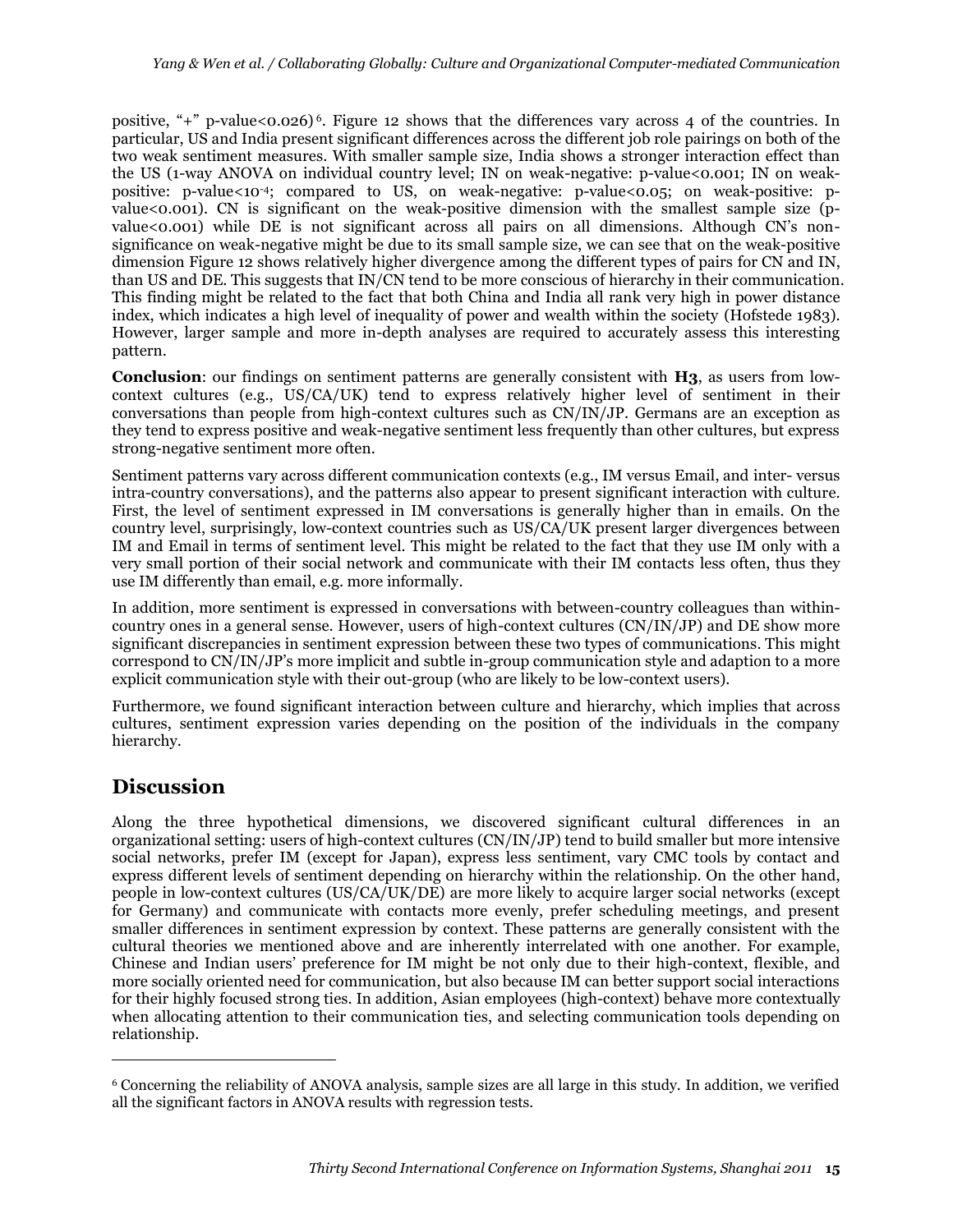positive, "+" $p$-value<0.026)[6]. Figure 12 shows that the differences vary across 4 of the countries. In particular, US and India present significant differences across the different job role pairings on both of the two weak sentiment measures. With smaller sample size, India shows a stronger interaction effect than the US (1-way ANOVA on individual country level; IN on weak-negative: $p$-value<0.001; IN on weak-positive: $p$-value<$10^{-4}$; compared to US, on weak-negative: $p$-value<0.05; on weak-positive: $p$-value<0.001). CN is significant on the weak-positive dimension with the smallest sample size ($p$-value<0.001) while DE is not significant across all pairs on all dimensions. Although CN's non-significance on weak-negative might be due to its small sample size, we can see that on the weak-positive dimension Figure 12 shows relatively higher divergence among the different types of pairs for CN and IN, than US and DE. This suggests that IN/CN tend to be more conscious of hierarchy in their communication. This finding might be related to the fact that both China and India all rank very high in power distance index, which indicates a high level of inequality of power and wealth within the society (Hofstede 1983). However, larger sample and more in-depth analyses are required to accurately assess this interesting pattern.

**Conclusion**: our findings on sentiment patterns are generally consistent with **H3**, as users from low-context cultures (e.g., US/CA/UK) tend to express relatively higher level of sentiment in their conversations than people from high-context cultures such as CN/IN/JP. Germans are an exception as they tend to express positive and weak-negative sentiment less frequently than other cultures, but express strong-negative sentiment more often.

Sentiment patterns vary across different communication contexts (e.g., IM versus Email, and inter- versus intra-country conversations), and the patterns also appear to present significant interaction with culture. First, the level of sentiment expressed in IM conversations is generally higher than in emails. On the country level, surprisingly, low-context countries such as US/CA/UK present larger divergences between IM and Email in terms of sentiment level. This might be related to the fact that they use IM only with a very small portion of their social network and communicate with their IM contacts less often, thus they use IM differently than email, e.g. more informally.

In addition, more sentiment is expressed in conversations with between-country colleagues than within-country ones in a general sense. However, users of high-context cultures (CN/IN/JP) and DE show more significant discrepancies in sentiment expression between these two types of communications. This might correspond to CN/IN/JP's more implicit and subtle in-group communication style and adaption to a more explicit communication style with their out-group (who are likely to be low-context users).

Furthermore, we found significant interaction between culture and hierarchy, which implies that across cultures, sentiment expression varies depending on the position of the individuals in the company hierarchy.

## Discussion

Along the three hypothetical dimensions, we discovered significant cultural differences in an organizational setting: users of high-context cultures (CN/IN/JP) tend to build smaller but more intensive social networks, prefer IM (except for Japan), express less sentiment, vary CMC tools by contact and express different levels of sentiment depending on hierarchy within the relationship. On the other hand, people in low-context cultures (US/CA/UK/DE) are more likely to acquire larger social networks (except for Germany) and communicate with contacts more evenly, prefer scheduling meetings, and present smaller differences in sentiment expression by context. These patterns are generally consistent with the cultural theories we mentioned above and are inherently interrelated with one another. For example, Chinese and Indian users' preference for IM might be not only due to their high-context, flexible, and more socially oriented need for communication, but also because IM can better support social interactions for their highly focused strong ties. In addition, Asian employees (high-context) behave more contextually when allocating attention to their communication ties, and selecting communication tools depending on relationship.

---

[6] Concerning the reliability of ANOVA analysis, sample sizes are all large in this study. In addition, we verified all the significant factors in ANOVA results with regression tests.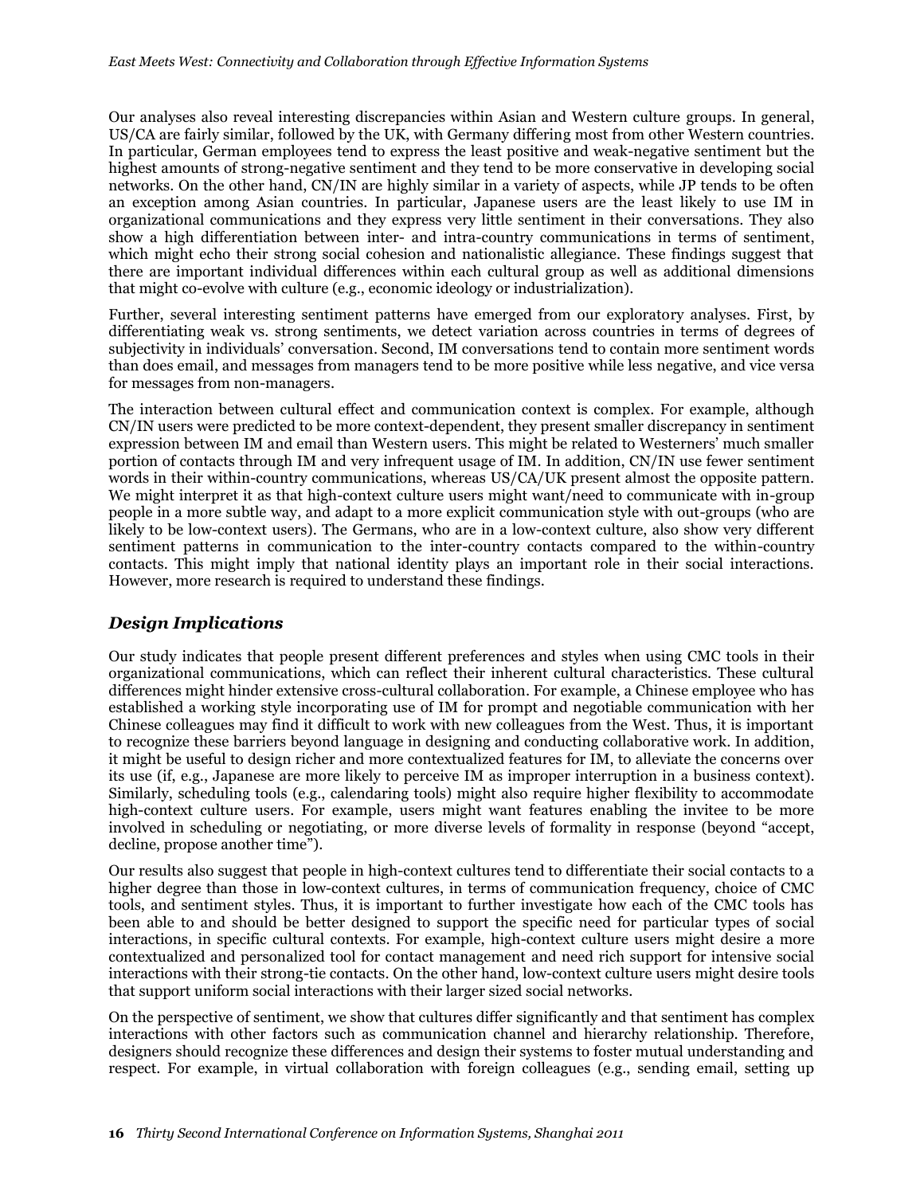Our analyses also reveal interesting discrepancies within Asian and Western culture groups. In general, US/CA are fairly similar, followed by the UK, with Germany differing most from other Western countries. In particular, German employees tend to express the least positive and weak-negative sentiment but the highest amounts of strong-negative sentiment and they tend to be more conservative in developing social networks. On the other hand, CN/IN are highly similar in a variety of aspects, while JP tends to be often an exception among Asian countries. In particular, Japanese users are the least likely to use IM in organizational communications and they express very little sentiment in their conversations. They also show a high differentiation between inter- and intra-country communications in terms of sentiment, which might echo their strong social cohesion and nationalistic allegiance. These findings suggest that there are important individual differences within each cultural group as well as additional dimensions that might co-evolve with culture (e.g., economic ideology or industrialization).

Further, several interesting sentiment patterns have emerged from our exploratory analyses. First, by differentiating weak vs. strong sentiments, we detect variation across countries in terms of degrees of subjectivity in individuals' conversation. Second, IM conversations tend to contain more sentiment words than does email, and messages from managers tend to be more positive while less negative, and vice versa for messages from non-managers.

The interaction between cultural effect and communication context is complex. For example, although CN/IN users were predicted to be more context-dependent, they present smaller discrepancy in sentiment expression between IM and email than Western users. This might be related to Westerners' much smaller portion of contacts through IM and very infrequent usage of IM. In addition, CN/IN use fewer sentiment words in their within-country communications, whereas US/CA/UK present almost the opposite pattern. We might interpret it as that high-context culture users might want/need to communicate with in-group people in a more subtle way, and adapt to a more explicit communication style with out-groups (who are likely to be low-context users). The Germans, who are in a low-context culture, also show very different sentiment patterns in communication to the inter-country contacts compared to the within-country contacts. This might imply that national identity plays an important role in their social interactions. However, more research is required to understand these findings.

## *Design Implications*

Our study indicates that people present different preferences and styles when using CMC tools in their organizational communications, which can reflect their inherent cultural characteristics. These cultural differences might hinder extensive cross-cultural collaboration. For example, a Chinese employee who has established a working style incorporating use of IM for prompt and negotiable communication with her Chinese colleagues may find it difficult to work with new colleagues from the West. Thus, it is important to recognize these barriers beyond language in designing and conducting collaborative work. In addition, it might be useful to design richer and more contextualized features for IM, to alleviate the concerns over its use (if, e.g., Japanese are more likely to perceive IM as improper interruption in a business context). Similarly, scheduling tools (e.g., calendaring tools) might also require higher flexibility to accommodate high-context culture users. For example, users might want features enabling the invitee to be more involved in scheduling or negotiating, or more diverse levels of formality in response (beyond "accept, decline, propose another time").

Our results also suggest that people in high-context cultures tend to differentiate their social contacts to a higher degree than those in low-context cultures, in terms of communication frequency, choice of CMC tools, and sentiment styles. Thus, it is important to further investigate how each of the CMC tools has been able to and should be better designed to support the specific need for particular types of social interactions, in specific cultural contexts. For example, high-context culture users might desire a more contextualized and personalized tool for contact management and need rich support for intensive social interactions with their strong-tie contacts. On the other hand, low-context culture users might desire tools that support uniform social interactions with their larger sized social networks.

On the perspective of sentiment, we show that cultures differ significantly and that sentiment has complex interactions with other factors such as communication channel and hierarchy relationship. Therefore, designers should recognize these differences and design their systems to foster mutual understanding and respect. For example, in virtual collaboration with foreign colleagues (e.g., sending email, setting up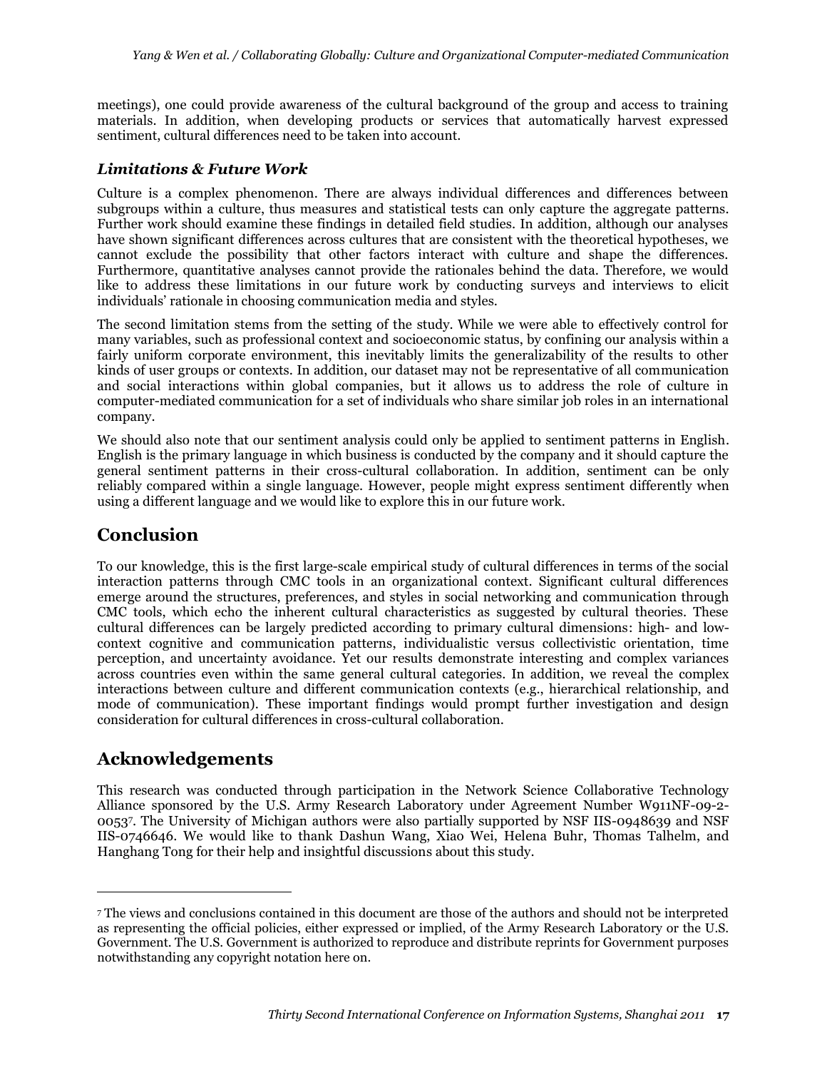meetings), one could provide awareness of the cultural background of the group and access to training materials. In addition, when developing products or services that automatically harvest expressed sentiment, cultural differences need to be taken into account.

### *Limitations & Future Work*

Culture is a complex phenomenon. There are always individual differences and differences between subgroups within a culture, thus measures and statistical tests can only capture the aggregate patterns. Further work should examine these findings in detailed field studies. In addition, although our analyses have shown significant differences across cultures that are consistent with the theoretical hypotheses, we cannot exclude the possibility that other factors interact with culture and shape the differences. Furthermore, quantitative analyses cannot provide the rationales behind the data. Therefore, we would like to address these limitations in our future work by conducting surveys and interviews to elicit individuals' rationale in choosing communication media and styles.

The second limitation stems from the setting of the study. While we were able to effectively control for many variables, such as professional context and socioeconomic status, by confining our analysis within a fairly uniform corporate environment, this inevitably limits the generalizability of the results to other kinds of user groups or contexts. In addition, our dataset may not be representative of all communication and social interactions within global companies, but it allows us to address the role of culture in computer-mediated communication for a set of individuals who share similar job roles in an international company.

We should also note that our sentiment analysis could only be applied to sentiment patterns in English. English is the primary language in which business is conducted by the company and it should capture the general sentiment patterns in their cross-cultural collaboration. In addition, sentiment can be only reliably compared within a single language. However, people might express sentiment differently when using a different language and we would like to explore this in our future work.

## Conclusion

To our knowledge, this is the first large-scale empirical study of cultural differences in terms of the social interaction patterns through CMC tools in an organizational context. Significant cultural differences emerge around the structures, preferences, and styles in social networking and communication through CMC tools, which echo the inherent cultural characteristics as suggested by cultural theories. These cultural differences can be largely predicted according to primary cultural dimensions: high- and low-context cognitive and communication patterns, individualistic versus collectivistic orientation, time perception, and uncertainty avoidance. Yet our results demonstrate interesting and complex variances across countries even within the same general cultural categories. In addition, we reveal the complex interactions between culture and different communication contexts (e.g., hierarchical relationship, and mode of communication). These important findings would prompt further investigation and design consideration for cultural differences in cross-cultural collaboration.

## Acknowledgements

This research was conducted through participation in the Network Science Collaborative Technology Alliance sponsored by the U.S. Army Research Laboratory under Agreement Number W911NF-09-2-0053[7]. The University of Michigan authors were also partially supported by NSF IIS-0948639 and NSF IIS-0746646. We would like to thank Dashun Wang, Xiao Wei, Helena Buhr, Thomas Talhelm, and Hanghang Tong for their help and insightful discussions about this study.

---

[7] The views and conclusions contained in this document are those of the authors and should not be interpreted as representing the official policies, either expressed or implied, of the Army Research Laboratory or the U.S. Government. The U.S. Government is authorized to reproduce and distribute reprints for Government purposes notwithstanding any copyright notation here on.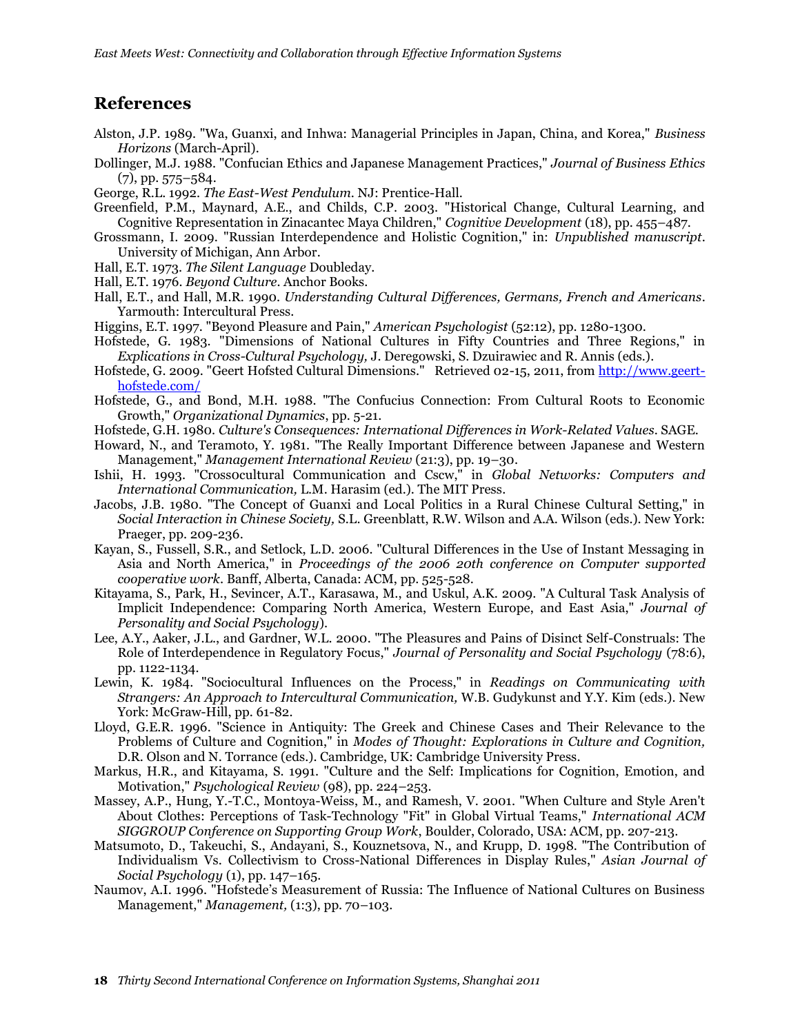## References

Alston, J.P. 1989. "Wa, Guanxi, and Inhwa: Managerial Principles in Japan, China, and Korea," *Business Horizons* (March-April).

Dollinger, M.J. 1988. "Confucian Ethics and Japanese Management Practices," *Journal of Business Ethics* (7), pp. 575–584.

George, R.L. 1992. *The East-West Pendulum*. NJ: Prentice-Hall.

Greenfield, P.M., Maynard, A.E., and Childs, C.P. 2003. "Historical Change, Cultural Learning, and Cognitive Representation in Zinacantec Maya Children," *Cognitive Development* (18), pp. 455–487.

Grossmann, I. 2009. "Russian Interdependence and Holistic Cognition," in: *Unpublished manuscript*. University of Michigan, Ann Arbor.

Hall, E.T. 1973. *The Silent Language* Doubleday.

Hall, E.T. 1976. *Beyond Culture*. Anchor Books.

Hall, E.T., and Hall, M.R. 1990. *Understanding Cultural Differences, Germans, French and Americans*. Yarmouth: Intercultural Press.

Higgins, E.T. 1997. "Beyond Pleasure and Pain," *American Psychologist* (52:12), pp. 1280-1300.

Hofstede, G. 1983. "Dimensions of National Cultures in Fifty Countries and Three Regions," in *Explications in Cross-Cultural Psychology,* J. Deregowski, S. Dzuirawiec and R. Annis (eds.).

Hofstede, G. 2009. "Geert Hofsted Cultural Dimensions." Retrieved 02-15, 2011, from http://www.geert-hofstede.com/

Hofstede, G., and Bond, M.H. 1988. "The Confucius Connection: From Cultural Roots to Economic Growth," *Organizational Dynamics*, pp. 5-21.

Hofstede, G.H. 1980. *Culture's Consequences: International Differences in Work-Related Values*. SAGE.

Howard, N., and Teramoto, Y. 1981. "The Really Important Difference between Japanese and Western Management," *Management International Review* (21:3), pp. 19–30.

Ishii, H. 1993. "Crossocultural Communication and Cscw," in *Global Networks: Computers and International Communication,* L.M. Harasim (ed.). The MIT Press.

Jacobs, J.B. 1980. "The Concept of Guanxi and Local Politics in a Rural Chinese Cultural Setting," in *Social Interaction in Chinese Society,* S.L. Greenblatt, R.W. Wilson and A.A. Wilson (eds.). New York: Praeger, pp. 209-236.

Kayan, S., Fussell, S.R., and Setlock, L.D. 2006. "Cultural Differences in the Use of Instant Messaging in Asia and North America," in *Proceedings of the 2006 20th conference on Computer supported cooperative work*. Banff, Alberta, Canada: ACM, pp. 525-528.

Kitayama, S., Park, H., Sevincer, A.T., Karasawa, M., and Uskul, A.K. 2009. "A Cultural Task Analysis of Implicit Independence: Comparing North America, Western Europe, and East Asia," *Journal of Personality and Social Psychology*).

Lee, A.Y., Aaker, J.L., and Gardner, W.L. 2000. "The Pleasures and Pains of Disinct Self-Construals: The Role of Interdependence in Regulatory Focus," *Journal of Personality and Social Psychology* (78:6), pp. 1122-1134.

Lewin, K. 1984. "Sociocultural Influences on the Process," in *Readings on Communicating with Strangers: An Approach to Intercultural Communication,* W.B. Gudykunst and Y.Y. Kim (eds.). New York: McGraw-Hill, pp. 61-82.

Lloyd, G.E.R. 1996. "Science in Antiquity: The Greek and Chinese Cases and Their Relevance to the Problems of Culture and Cognition," in *Modes of Thought: Explorations in Culture and Cognition,* D.R. Olson and N. Torrance (eds.). Cambridge, UK: Cambridge University Press.

Markus, H.R., and Kitayama, S. 1991. "Culture and the Self: Implications for Cognition, Emotion, and Motivation," *Psychological Review* (98), pp. 224–253.

Massey, A.P., Hung, Y.-T.C., Montoya-Weiss, M., and Ramesh, V. 2001. "When Culture and Style Aren't About Clothes: Perceptions of Task-Technology "Fit" in Global Virtual Teams," *International ACM SIGGROUP Conference on Supporting Group Work*, Boulder, Colorado, USA: ACM, pp. 207-213.

Matsumoto, D., Takeuchi, S., Andayani, S., Kouznetsova, N., and Krupp, D. 1998. "The Contribution of Individualism Vs. Collectivism to Cross-National Differences in Display Rules," *Asian Journal of Social Psychology* (1), pp. 147–165.

Naumov, A.I. 1996. "Hofstede's Measurement of Russia: The Influence of National Cultures on Business Management," *Management,* (1:3), pp. 70–103.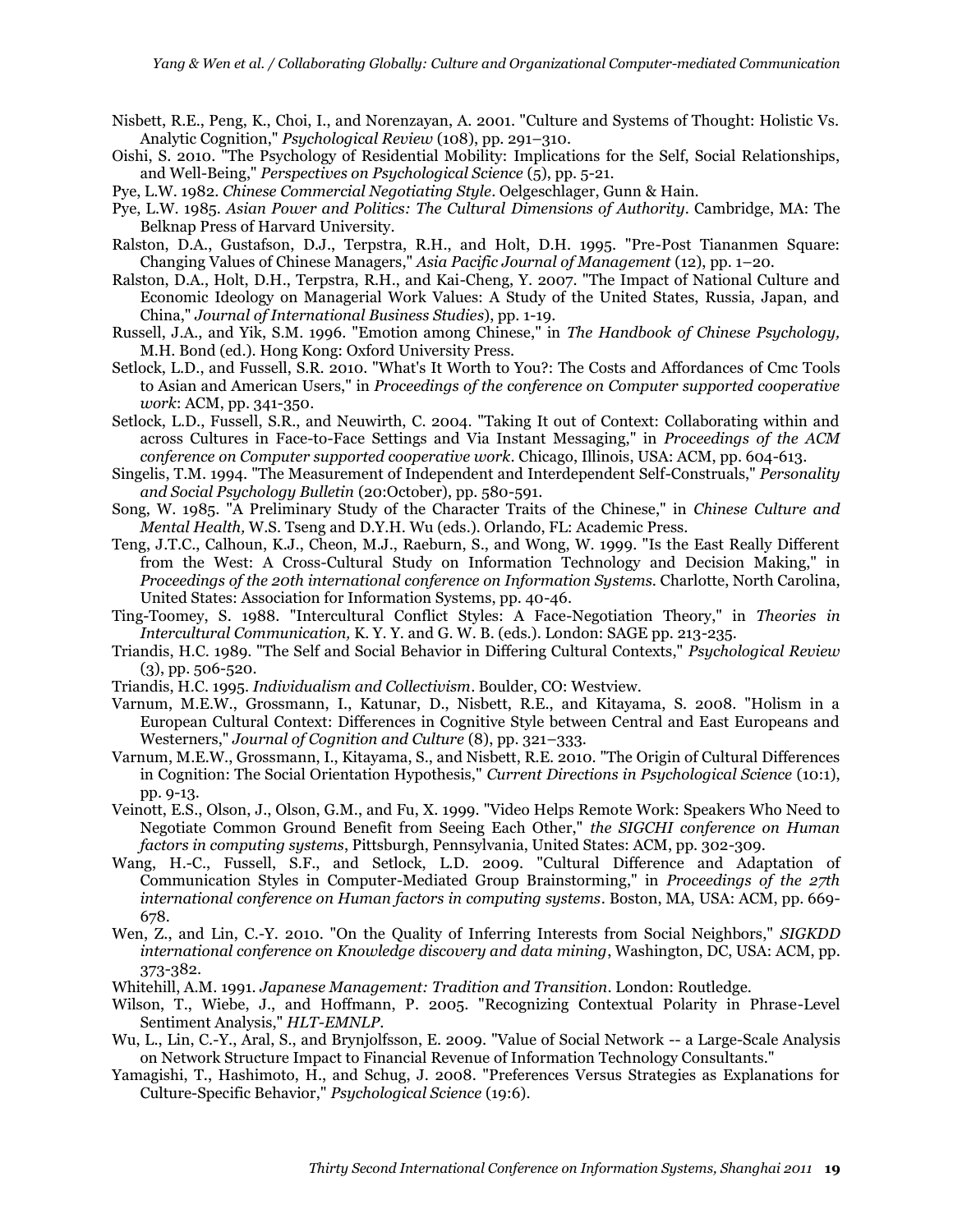Nisbett, R.E., Peng, K., Choi, I., and Norenzayan, A. 2001. "Culture and Systems of Thought: Holistic Vs. Analytic Cognition," *Psychological Review* (108), pp. 291–310.

Oishi, S. 2010. "The Psychology of Residential Mobility: Implications for the Self, Social Relationships, and Well-Being," *Perspectives on Psychological Science* (5), pp. 5-21.

Pye, L.W. 1982. *Chinese Commercial Negotiating Style*. Oelgeschlager, Gunn & Hain.

Pye, L.W. 1985. *Asian Power and Politics: The Cultural Dimensions of Authority*. Cambridge, MA: The Belknap Press of Harvard University.

Ralston, D.A., Gustafson, D.J., Terpstra, R.H., and Holt, D.H. 1995. "Pre-Post Tiananmen Square: Changing Values of Chinese Managers," *Asia Pacific Journal of Management* (12), pp. 1–20.

Ralston, D.A., Holt, D.H., Terpstra, R.H., and Kai-Cheng, Y. 2007. "The Impact of National Culture and Economic Ideology on Managerial Work Values: A Study of the United States, Russia, Japan, and China," *Journal of International Business Studies*), pp. 1-19.

Russell, J.A., and Yik, S.M. 1996. "Emotion among Chinese," in *The Handbook of Chinese Psychology,* M.H. Bond (ed.). Hong Kong: Oxford University Press.

Setlock, L.D., and Fussell, S.R. 2010. "What's It Worth to You?: The Costs and Affordances of Cmc Tools to Asian and American Users," in *Proceedings of the conference on Computer supported cooperative work*: ACM, pp. 341-350.

Setlock, L.D., Fussell, S.R., and Neuwirth, C. 2004. "Taking It out of Context: Collaborating within and across Cultures in Face-to-Face Settings and Via Instant Messaging," in *Proceedings of the ACM conference on Computer supported cooperative work*. Chicago, Illinois, USA: ACM, pp. 604-613.

Singelis, T.M. 1994. "The Measurement of Independent and Interdependent Self-Construals," *Personality and Social Psychology Bulletin* (20:October), pp. 580-591.

Song, W. 1985. "A Preliminary Study of the Character Traits of the Chinese," in *Chinese Culture and Mental Health,* W.S. Tseng and D.Y.H. Wu (eds.). Orlando, FL: Academic Press.

Teng, J.T.C., Calhoun, K.J., Cheon, M.J., Raeburn, S., and Wong, W. 1999. "Is the East Really Different from the West: A Cross-Cultural Study on Information Technology and Decision Making," in *Proceedings of the 20th international conference on Information Systems*. Charlotte, North Carolina, United States: Association for Information Systems, pp. 40-46.

Ting-Toomey, S. 1988. "Intercultural Conflict Styles: A Face-Negotiation Theory," in *Theories in Intercultural Communication,* K. Y. Y. and G. W. B. (eds.). London: SAGE pp. 213-235.

Triandis, H.C. 1989. "The Self and Social Behavior in Differing Cultural Contexts," *Psychological Review* (3), pp. 506-520.

Triandis, H.C. 1995. *Individualism and Collectivism*. Boulder, CO: Westview.

Varnum, M.E.W., Grossmann, I., Katunar, D., Nisbett, R.E., and Kitayama, S. 2008. "Holism in a European Cultural Context: Differences in Cognitive Style between Central and East Europeans and Westerners," *Journal of Cognition and Culture* (8), pp. 321–333.

Varnum, M.E.W., Grossmann, I., Kitayama, S., and Nisbett, R.E. 2010. "The Origin of Cultural Differences in Cognition: The Social Orientation Hypothesis," *Current Directions in Psychological Science* (10:1), pp. 9-13.

Veinott, E.S., Olson, J., Olson, G.M., and Fu, X. 1999. "Video Helps Remote Work: Speakers Who Need to Negotiate Common Ground Benefit from Seeing Each Other," *the SIGCHI conference on Human factors in computing systems*, Pittsburgh, Pennsylvania, United States: ACM, pp. 302-309.

Wang, H.-C., Fussell, S.F., and Setlock, L.D. 2009. "Cultural Difference and Adaptation of Communication Styles in Computer-Mediated Group Brainstorming," in *Proceedings of the 27th international conference on Human factors in computing systems*. Boston, MA, USA: ACM, pp. 669-678.

Wen, Z., and Lin, C.-Y. 2010. "On the Quality of Inferring Interests from Social Neighbors," *SIGKDD international conference on Knowledge discovery and data mining*, Washington, DC, USA: ACM, pp. 373-382.

Whitehill, A.M. 1991. *Japanese Management: Tradition and Transition*. London: Routledge.

Wilson, T., Wiebe, J., and Hoffmann, P. 2005. "Recognizing Contextual Polarity in Phrase-Level Sentiment Analysis," *HLT-EMNLP*.

Wu, L., Lin, C.-Y., Aral, S., and Brynjolfsson, E. 2009. "Value of Social Network -- a Large-Scale Analysis on Network Structure Impact to Financial Revenue of Information Technology Consultants."

Yamagishi, T., Hashimoto, H., and Schug, J. 2008. "Preferences Versus Strategies as Explanations for Culture-Specific Behavior," *Psychological Science* (19:6).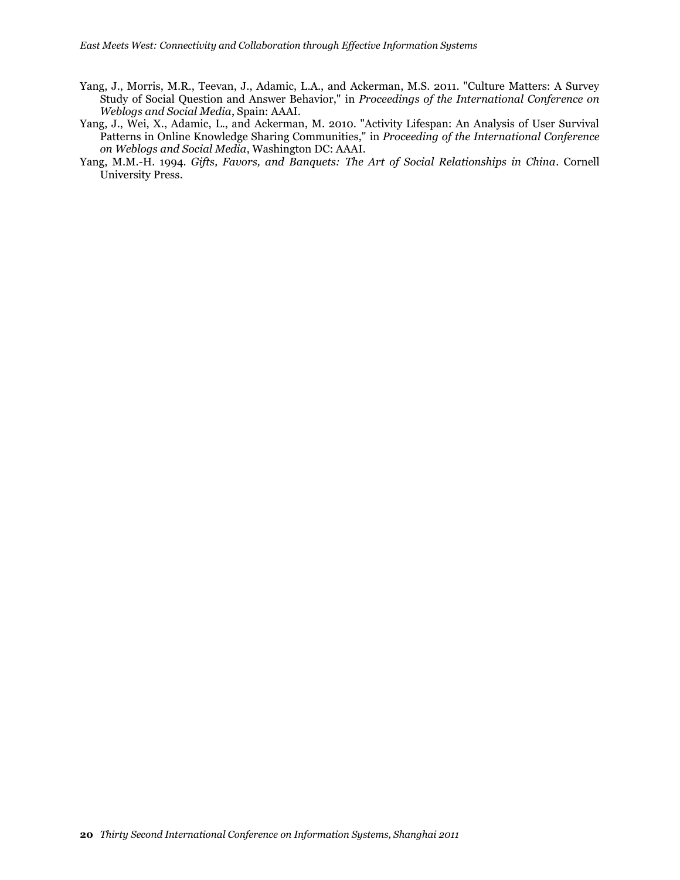Yang, J., Morris, M.R., Teevan, J., Adamic, L.A., and Ackerman, M.S. 2011. "Culture Matters: A Survey Study of Social Question and Answer Behavior," in *Proceedings of the International Conference on Weblogs and Social Media*, Spain: AAAI.

Yang, J., Wei, X., Adamic, L., and Ackerman, M. 2010. "Activity Lifespan: An Analysis of User Survival Patterns in Online Knowledge Sharing Communities," in *Proceeding of the International Conference on Weblogs and Social Media*, Washington DC: AAAI.

Yang, M.M.-H. 1994. *Gifts, Favors, and Banquets: The Art of Social Relationships in China*. Cornell University Press.